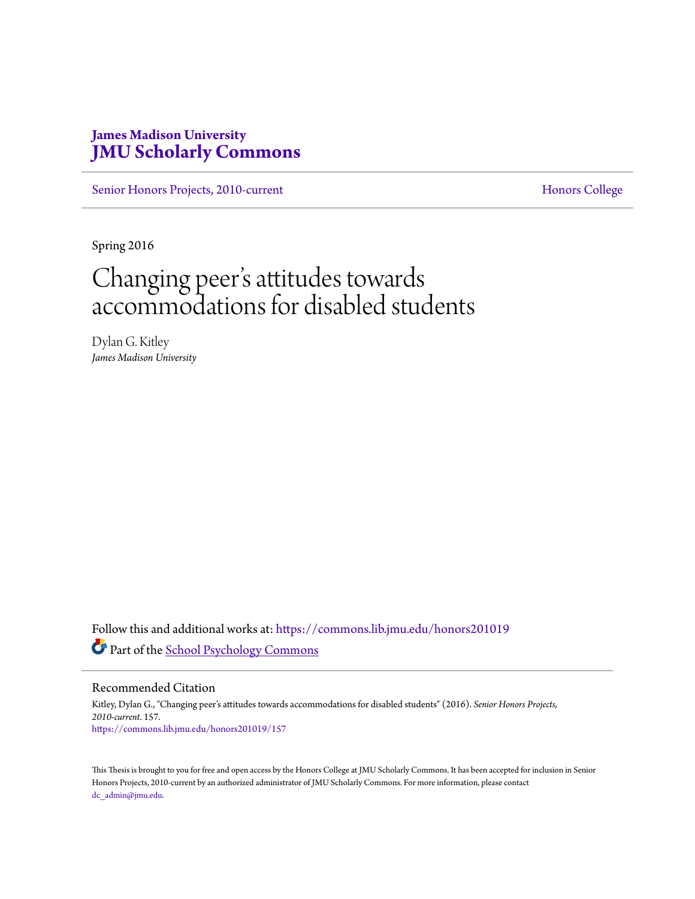James Madison University
**JMU Scholarly Commons**

Senior Honors Projects, 2010-current | Honors College

Spring 2016

# Changing peer's attitudes towards accommodations for disabled students

Dylan G. Kitley
*James Madison University*

Follow this and additional works at: https://commons.lib.jmu.edu/honors201019

Part of the School Psychology Commons

## Recommended Citation

Kitley, Dylan G., "Changing peer's attitudes towards accommodations for disabled students" (2016). *Senior Honors Projects, 2010-current*. 157.
https://commons.lib.jmu.edu/honors201019/157

This Thesis is brought to you for free and open access by the Honors College at JMU Scholarly Commons. It has been accepted for inclusion in Senior Honors Projects, 2010-current by an authorized administrator of JMU Scholarly Commons. For more information, please contact dc_admin@jmu.edu.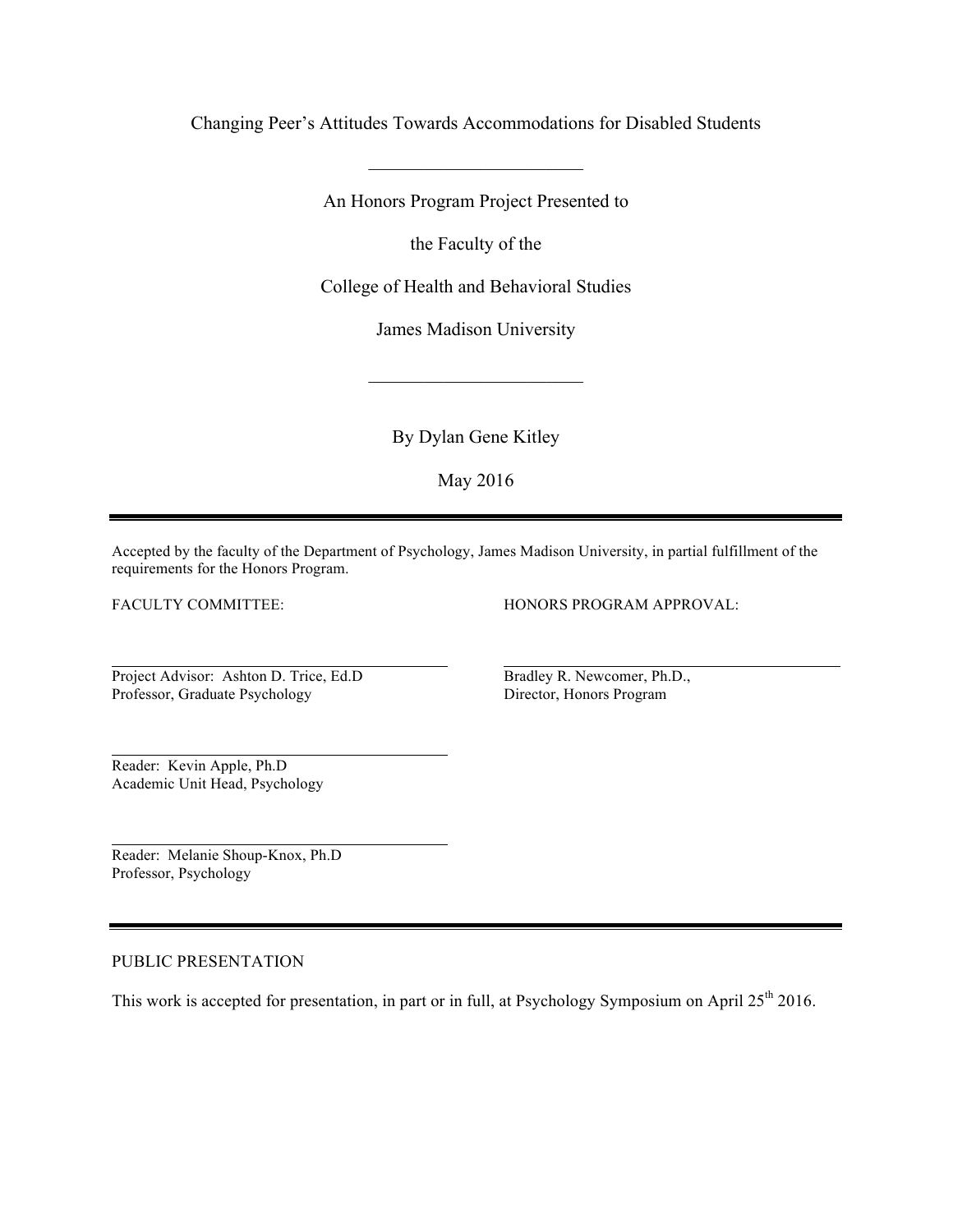Changing Peer's Attitudes Towards Accommodations for Disabled Students

---

An Honors Program Project Presented to

the Faculty of the

College of Health and Behavioral Studies

James Madison University

---

By Dylan Gene Kitley

May 2016

---

Accepted by the faculty of the Department of Psychology, James Madison University, in partial fulfillment of the requirements for the Honors Program.

FACULTY COMMITTEE:

Project Advisor: Ashton D. Trice, Ed.D
Professor, Graduate Psychology

Reader: Kevin Apple, Ph.D
Academic Unit Head, Psychology

Reader: Melanie Shoup-Knox, Ph.D
Professor, Psychology

HONORS PROGRAM APPROVAL:

Bradley R. Newcomer, Ph.D.,
Director, Honors Program

---

PUBLIC PRESENTATION

This work is accepted for presentation, in part or in full, at Psychology Symposium on April 25th 2016.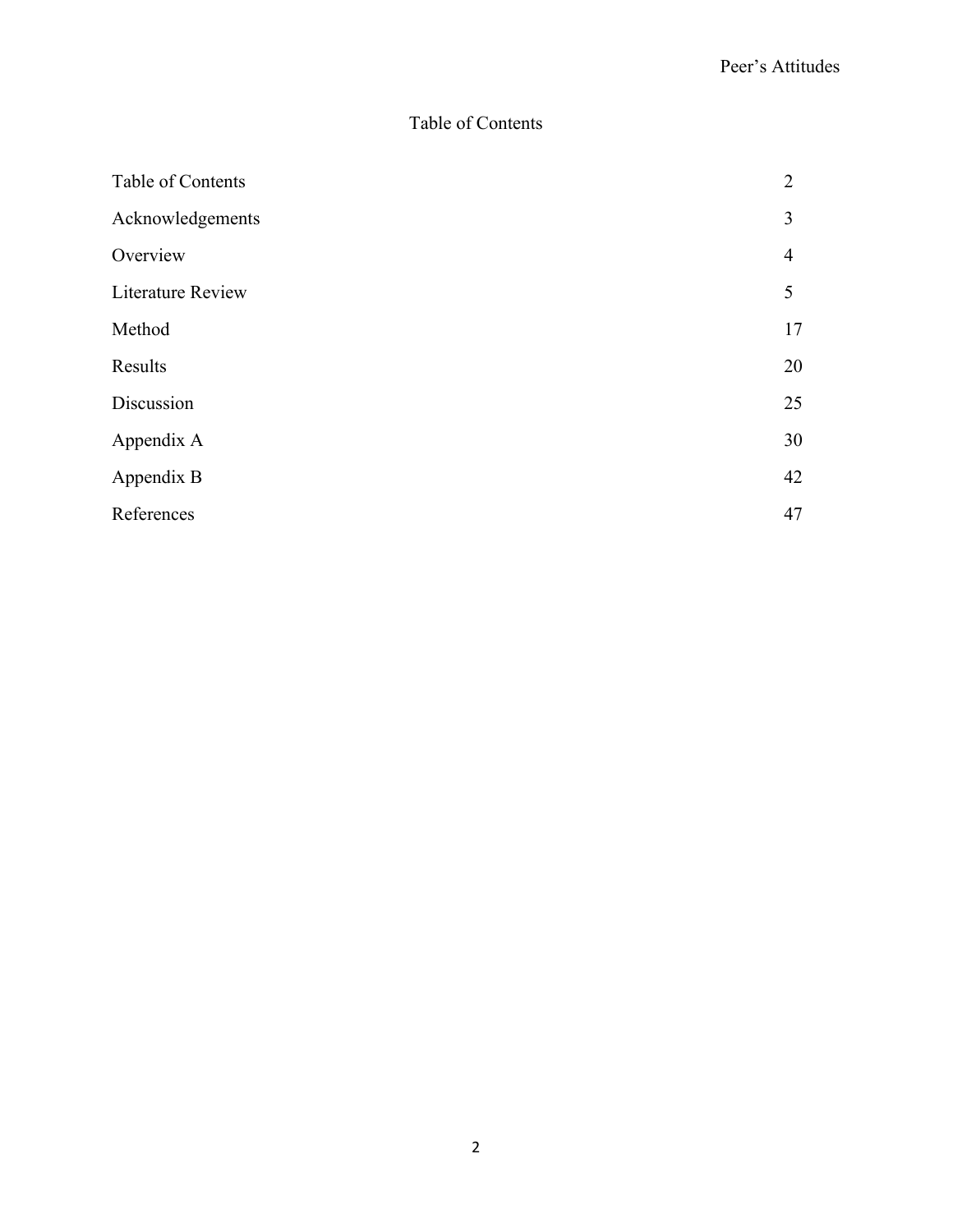# Table of Contents

| | |
|---|---|
| Table of Contents | 2 |
| Acknowledgements | 3 |
| Overview | 4 |
| Literature Review | 5 |
| Method | 17 |
| Results | 20 |
| Discussion | 25 |
| Appendix A | 30 |
| Appendix B | 42 |
| References | 47 |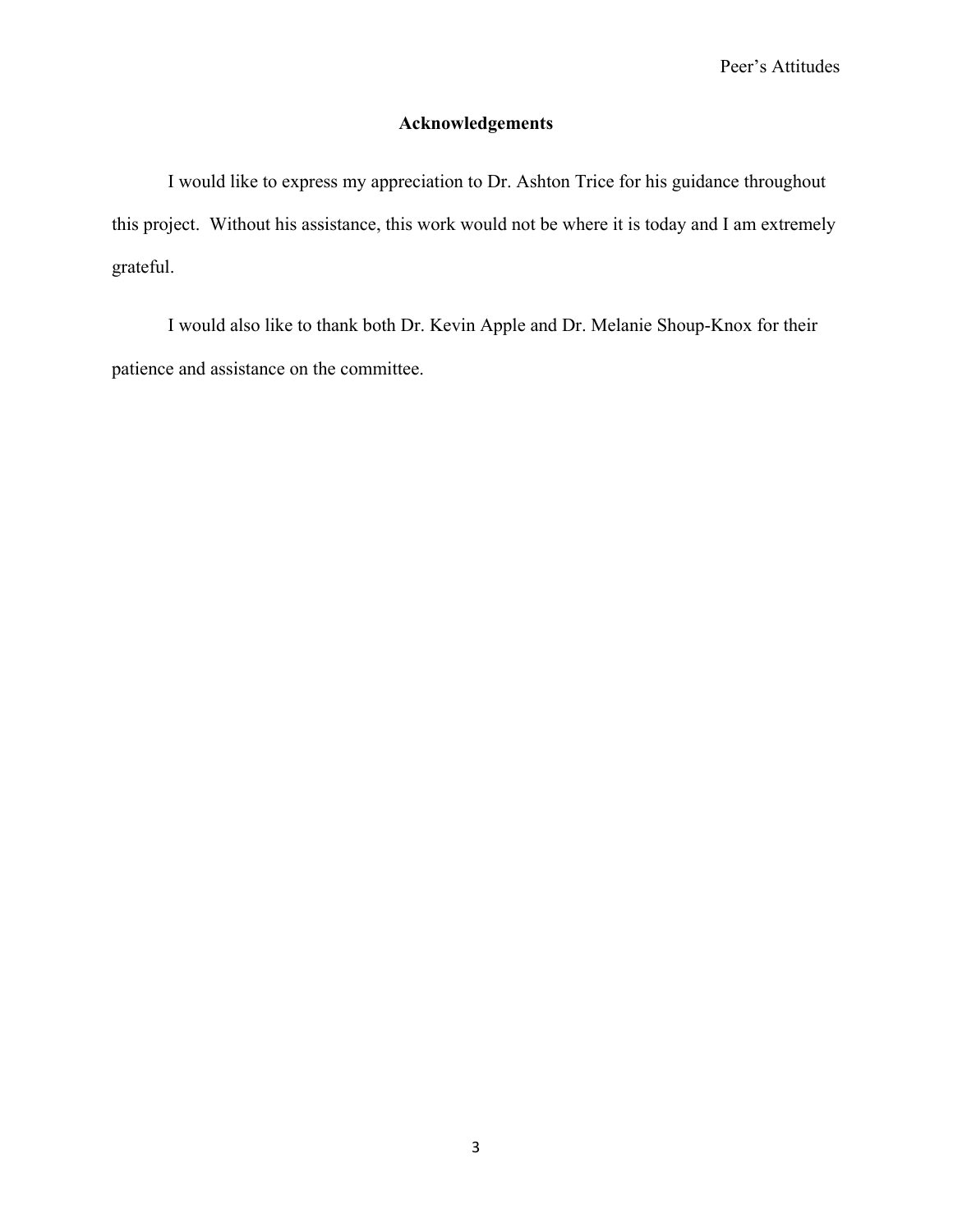# Acknowledgements

I would like to express my appreciation to Dr. Ashton Trice for his guidance throughout this project. Without his assistance, this work would not be where it is today and I am extremely grateful.

I would also like to thank both Dr. Kevin Apple and Dr. Melanie Shoup-Knox for their patience and assistance on the committee.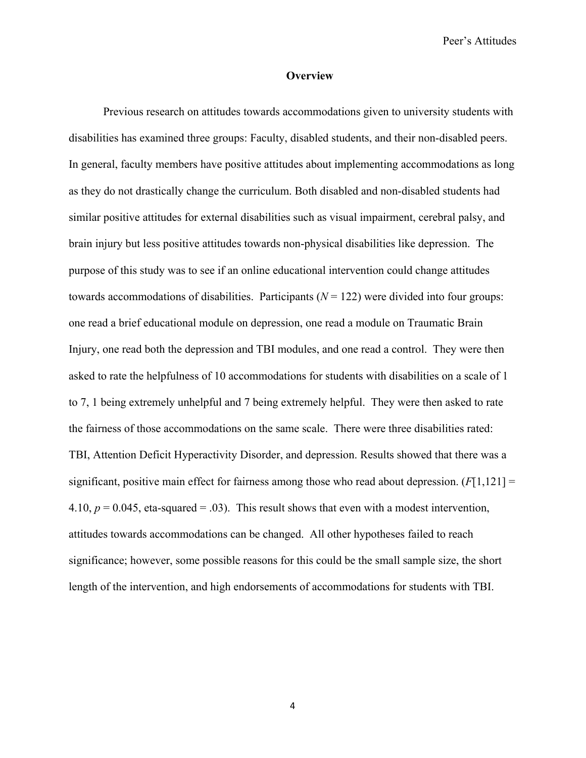## Overview

Previous research on attitudes towards accommodations given to university students with disabilities has examined three groups: Faculty, disabled students, and their non-disabled peers. In general, faculty members have positive attitudes about implementing accommodations as long as they do not drastically change the curriculum. Both disabled and non-disabled students had similar positive attitudes for external disabilities such as visual impairment, cerebral palsy, and brain injury but less positive attitudes towards non-physical disabilities like depression. The purpose of this study was to see if an online educational intervention could change attitudes towards accommodations of disabilities. Participants ($N = 122$) were divided into four groups: one read a brief educational module on depression, one read a module on Traumatic Brain Injury, one read both the depression and TBI modules, and one read a control. They were then asked to rate the helpfulness of 10 accommodations for students with disabilities on a scale of 1 to 7, 1 being extremely unhelpful and 7 being extremely helpful. They were then asked to rate the fairness of those accommodations on the same scale. There were three disabilities rated: TBI, Attention Deficit Hyperactivity Disorder, and depression. Results showed that there was a significant, positive main effect for fairness among those who read about depression. ($F[1,121] = 4.10$, $p = 0.045$, eta-squared = .03). This result shows that even with a modest intervention, attitudes towards accommodations can be changed. All other hypotheses failed to reach significance; however, some possible reasons for this could be the small sample size, the short length of the intervention, and high endorsements of accommodations for students with TBI.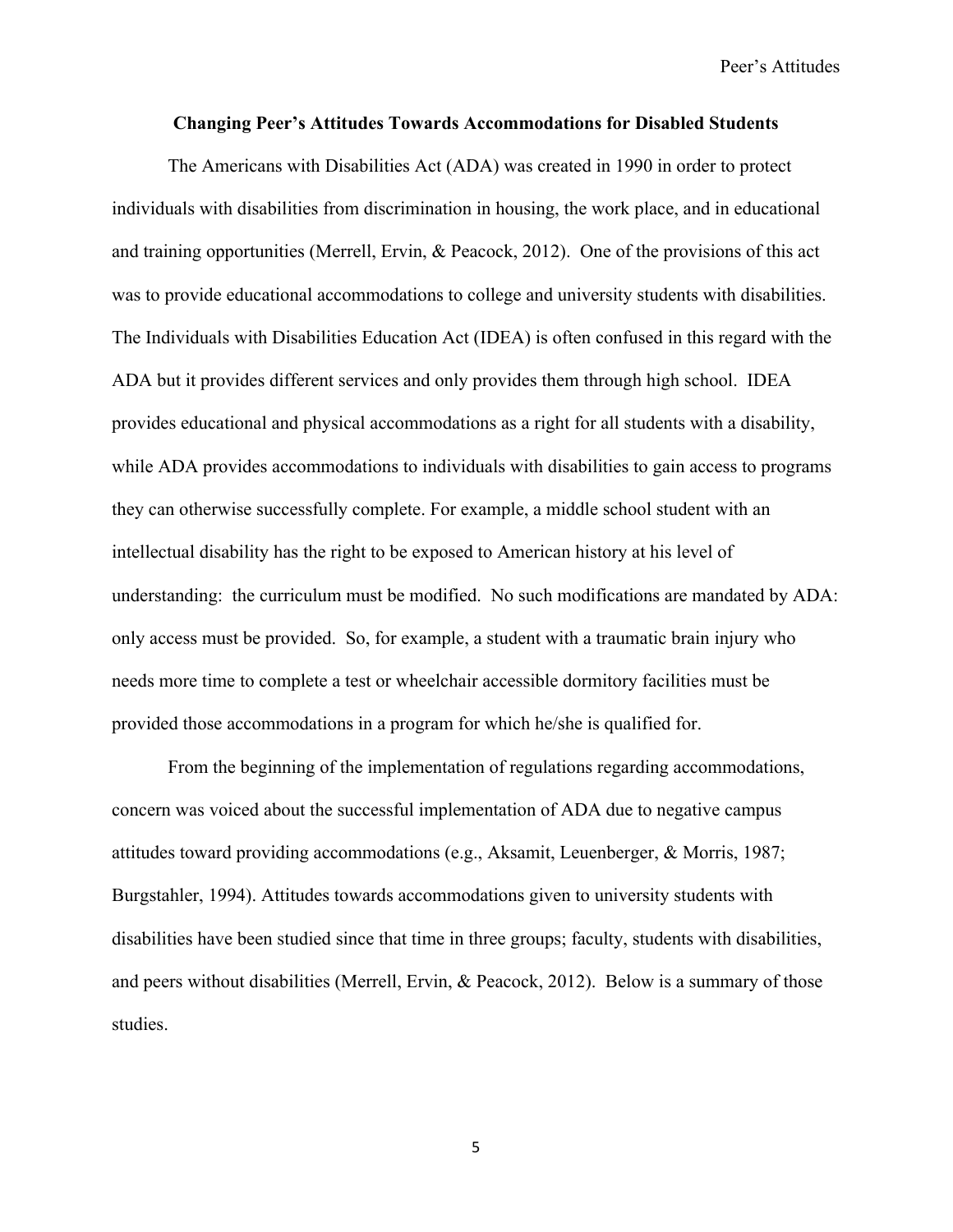## Changing Peer's Attitudes Towards Accommodations for Disabled Students

The Americans with Disabilities Act (ADA) was created in 1990 in order to protect individuals with disabilities from discrimination in housing, the work place, and in educational and training opportunities (Merrell, Ervin, & Peacock, 2012). One of the provisions of this act was to provide educational accommodations to college and university students with disabilities. The Individuals with Disabilities Education Act (IDEA) is often confused in this regard with the ADA but it provides different services and only provides them through high school. IDEA provides educational and physical accommodations as a right for all students with a disability, while ADA provides accommodations to individuals with disabilities to gain access to programs they can otherwise successfully complete. For example, a middle school student with an intellectual disability has the right to be exposed to American history at his level of understanding: the curriculum must be modified. No such modifications are mandated by ADA: only access must be provided. So, for example, a student with a traumatic brain injury who needs more time to complete a test or wheelchair accessible dormitory facilities must be provided those accommodations in a program for which he/she is qualified for.

From the beginning of the implementation of regulations regarding accommodations, concern was voiced about the successful implementation of ADA due to negative campus attitudes toward providing accommodations (e.g., Aksamit, Leuenberger, & Morris, 1987; Burgstahler, 1994). Attitudes towards accommodations given to university students with disabilities have been studied since that time in three groups; faculty, students with disabilities, and peers without disabilities (Merrell, Ervin, & Peacock, 2012). Below is a summary of those studies.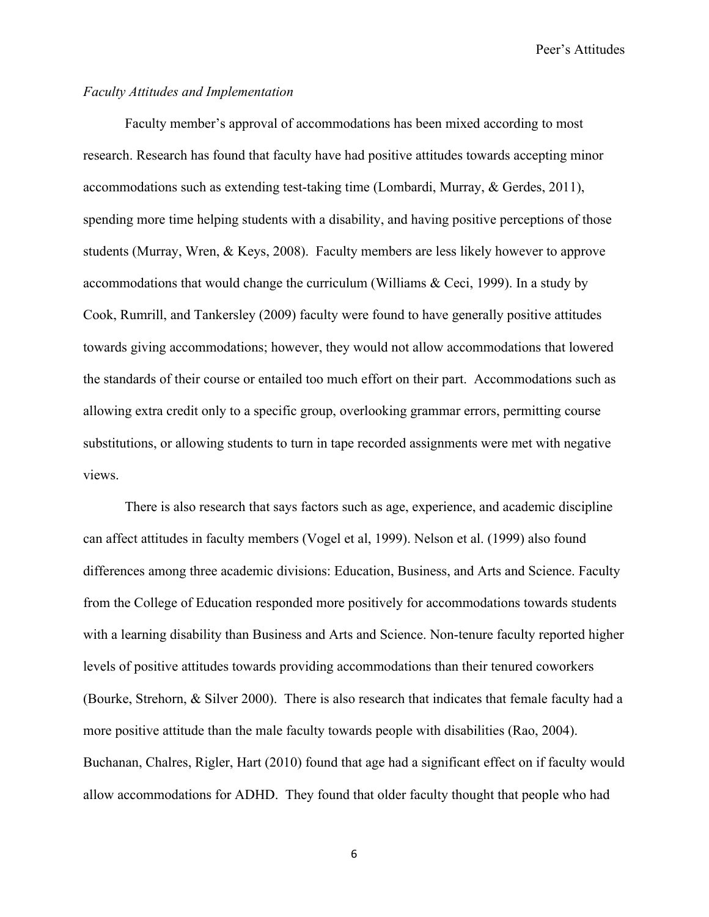*Faculty Attitudes and Implementation*

Faculty member's approval of accommodations has been mixed according to most research. Research has found that faculty have had positive attitudes towards accepting minor accommodations such as extending test-taking time (Lombardi, Murray, & Gerdes, 2011), spending more time helping students with a disability, and having positive perceptions of those students (Murray, Wren, & Keys, 2008). Faculty members are less likely however to approve accommodations that would change the curriculum (Williams & Ceci, 1999). In a study by Cook, Rumrill, and Tankersley (2009) faculty were found to have generally positive attitudes towards giving accommodations; however, they would not allow accommodations that lowered the standards of their course or entailed too much effort on their part. Accommodations such as allowing extra credit only to a specific group, overlooking grammar errors, permitting course substitutions, or allowing students to turn in tape recorded assignments were met with negative views.

There is also research that says factors such as age, experience, and academic discipline can affect attitudes in faculty members (Vogel et al, 1999). Nelson et al. (1999) also found differences among three academic divisions: Education, Business, and Arts and Science. Faculty from the College of Education responded more positively for accommodations towards students with a learning disability than Business and Arts and Science. Non-tenure faculty reported higher levels of positive attitudes towards providing accommodations than their tenured coworkers (Bourke, Strehorn, & Silver 2000). There is also research that indicates that female faculty had a more positive attitude than the male faculty towards people with disabilities (Rao, 2004). Buchanan, Chalres, Rigler, Hart (2010) found that age had a significant effect on if faculty would allow accommodations for ADHD. They found that older faculty thought that people who had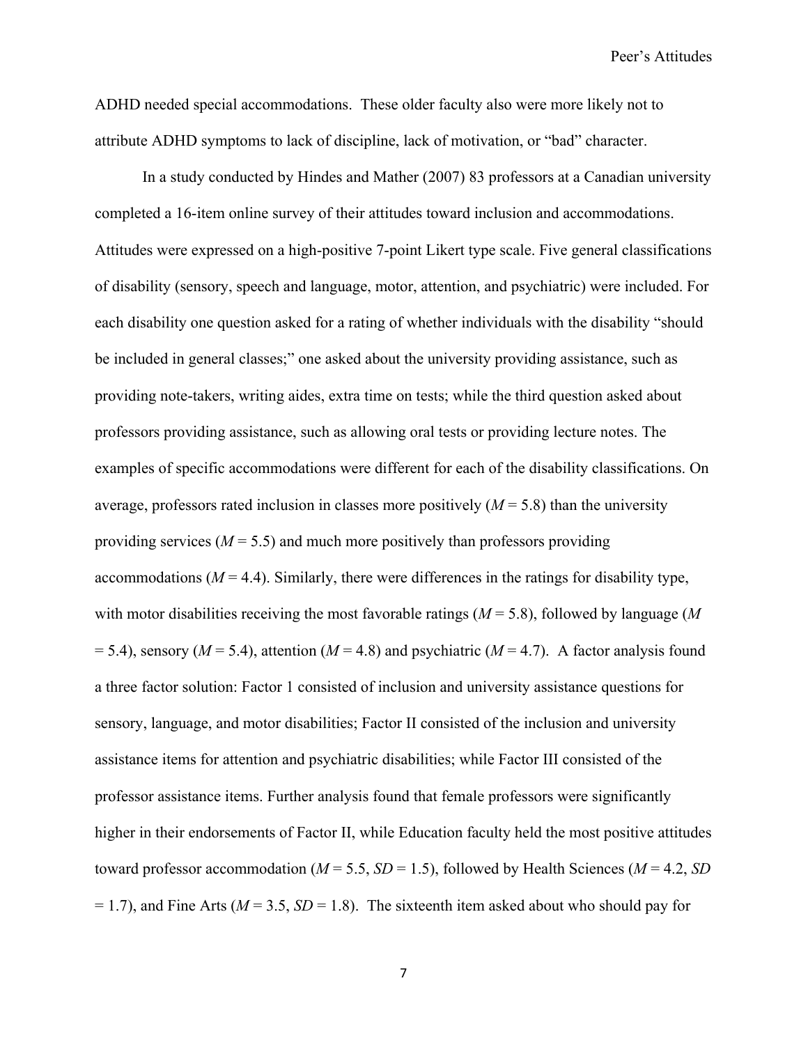ADHD needed special accommodations. These older faculty also were more likely not to attribute ADHD symptoms to lack of discipline, lack of motivation, or "bad" character.

In a study conducted by Hindes and Mather (2007) 83 professors at a Canadian university completed a 16-item online survey of their attitudes toward inclusion and accommodations. Attitudes were expressed on a high-positive 7-point Likert type scale. Five general classifications of disability (sensory, speech and language, motor, attention, and psychiatric) were included. For each disability one question asked for a rating of whether individuals with the disability "should be included in general classes;" one asked about the university providing assistance, such as providing note-takers, writing aides, extra time on tests; while the third question asked about professors providing assistance, such as allowing oral tests or providing lecture notes. The examples of specific accommodations were different for each of the disability classifications. On average, professors rated inclusion in classes more positively ($M = 5.8$) than the university providing services ($M = 5.5$) and much more positively than professors providing accommodations ($M = 4.4$). Similarly, there were differences in the ratings for disability type, with motor disabilities receiving the most favorable ratings ($M = 5.8$), followed by language ($M = 5.4$), sensory ($M = 5.4$), attention ($M = 4.8$) and psychiatric ($M = 4.7$). A factor analysis found a three factor solution: Factor 1 consisted of inclusion and university assistance questions for sensory, language, and motor disabilities; Factor II consisted of the inclusion and university assistance items for attention and psychiatric disabilities; while Factor III consisted of the professor assistance items. Further analysis found that female professors were significantly higher in their endorsements of Factor II, while Education faculty held the most positive attitudes toward professor accommodation ($M = 5.5$, $SD = 1.5$), followed by Health Sciences ($M = 4.2$, $SD = 1.7$), and Fine Arts ($M = 3.5$, $SD = 1.8$). The sixteenth item asked about who should pay for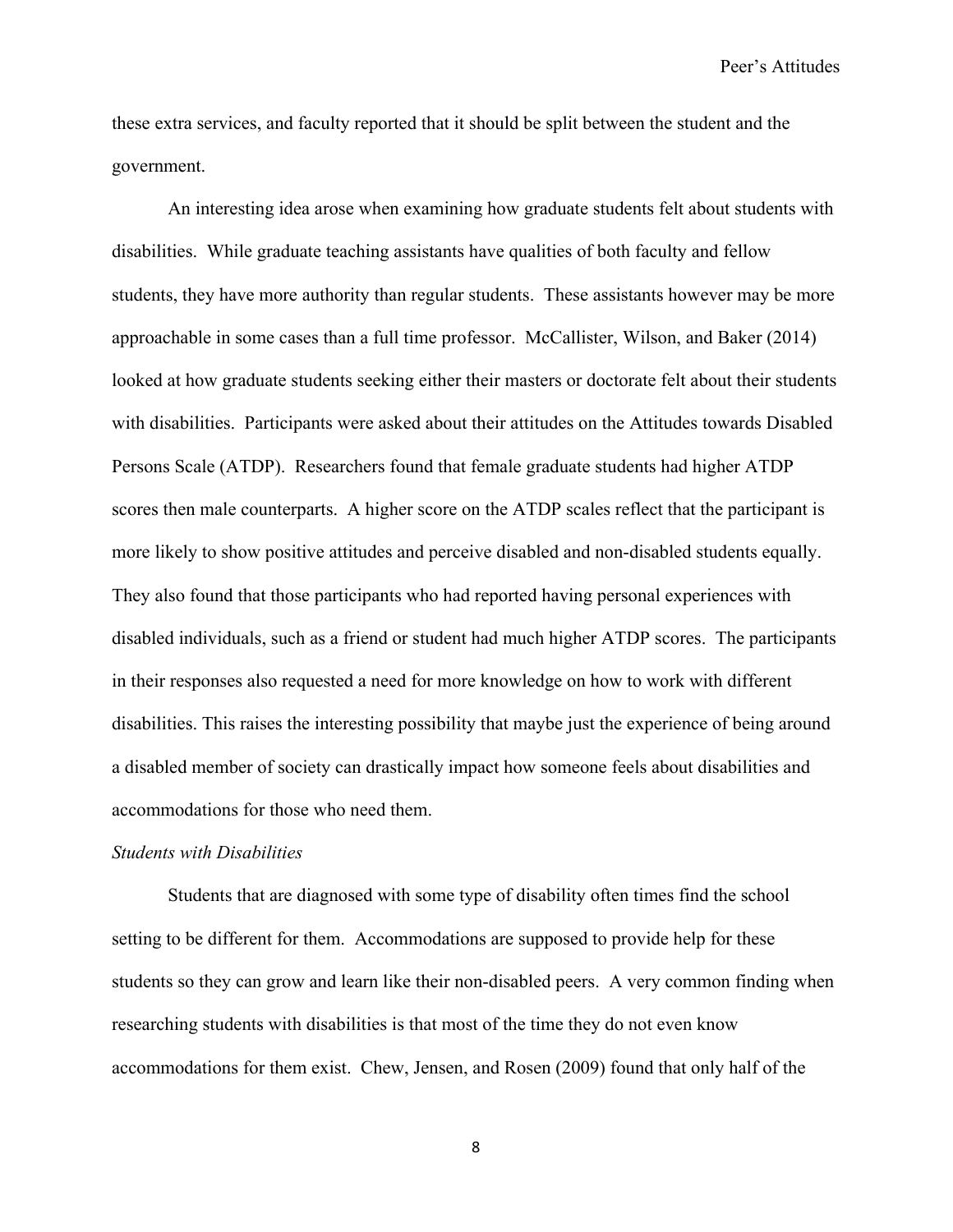these extra services, and faculty reported that it should be split between the student and the government.

An interesting idea arose when examining how graduate students felt about students with disabilities. While graduate teaching assistants have qualities of both faculty and fellow students, they have more authority than regular students. These assistants however may be more approachable in some cases than a full time professor. McCallister, Wilson, and Baker (2014) looked at how graduate students seeking either their masters or doctorate felt about their students with disabilities. Participants were asked about their attitudes on the Attitudes towards Disabled Persons Scale (ATDP). Researchers found that female graduate students had higher ATDP scores then male counterparts. A higher score on the ATDP scales reflect that the participant is more likely to show positive attitudes and perceive disabled and non-disabled students equally. They also found that those participants who had reported having personal experiences with disabled individuals, such as a friend or student had much higher ATDP scores. The participants in their responses also requested a need for more knowledge on how to work with different disabilities. This raises the interesting possibility that maybe just the experience of being around a disabled member of society can drastically impact how someone feels about disabilities and accommodations for those who need them.

*Students with Disabilities*

Students that are diagnosed with some type of disability often times find the school setting to be different for them. Accommodations are supposed to provide help for these students so they can grow and learn like their non-disabled peers. A very common finding when researching students with disabilities is that most of the time they do not even know accommodations for them exist. Chew, Jensen, and Rosen (2009) found that only half of the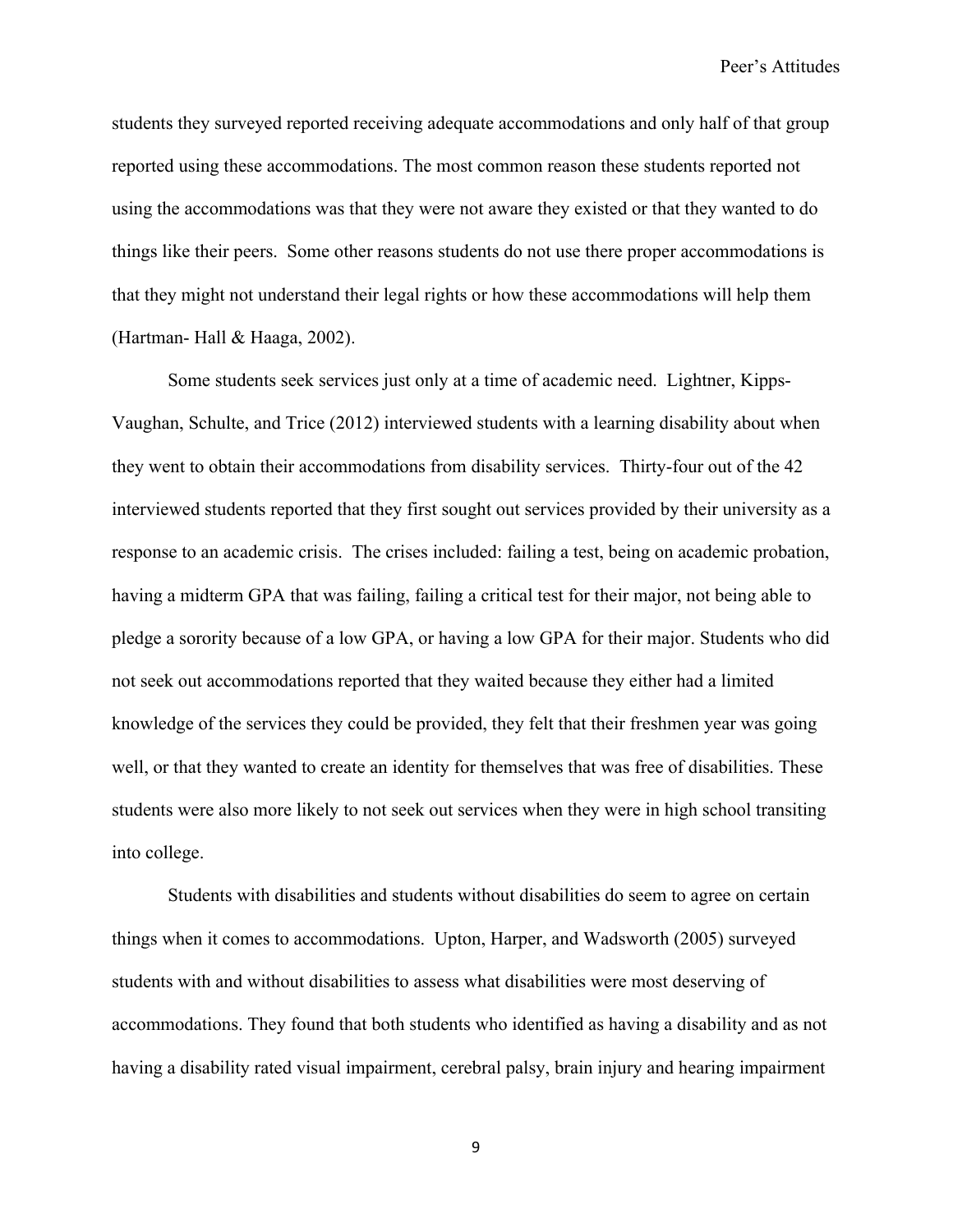students they surveyed reported receiving adequate accommodations and only half of that group reported using these accommodations. The most common reason these students reported not using the accommodations was that they were not aware they existed or that they wanted to do things like their peers. Some other reasons students do not use there proper accommodations is that they might not understand their legal rights or how these accommodations will help them (Hartman- Hall & Haaga, 2002).

Some students seek services just only at a time of academic need. Lightner, Kipps-Vaughan, Schulte, and Trice (2012) interviewed students with a learning disability about when they went to obtain their accommodations from disability services. Thirty-four out of the 42 interviewed students reported that they first sought out services provided by their university as a response to an academic crisis. The crises included: failing a test, being on academic probation, having a midterm GPA that was failing, failing a critical test for their major, not being able to pledge a sorority because of a low GPA, or having a low GPA for their major. Students who did not seek out accommodations reported that they waited because they either had a limited knowledge of the services they could be provided, they felt that their freshmen year was going well, or that they wanted to create an identity for themselves that was free of disabilities. These students were also more likely to not seek out services when they were in high school transiting into college.

Students with disabilities and students without disabilities do seem to agree on certain things when it comes to accommodations. Upton, Harper, and Wadsworth (2005) surveyed students with and without disabilities to assess what disabilities were most deserving of accommodations. They found that both students who identified as having a disability and as not having a disability rated visual impairment, cerebral palsy, brain injury and hearing impairment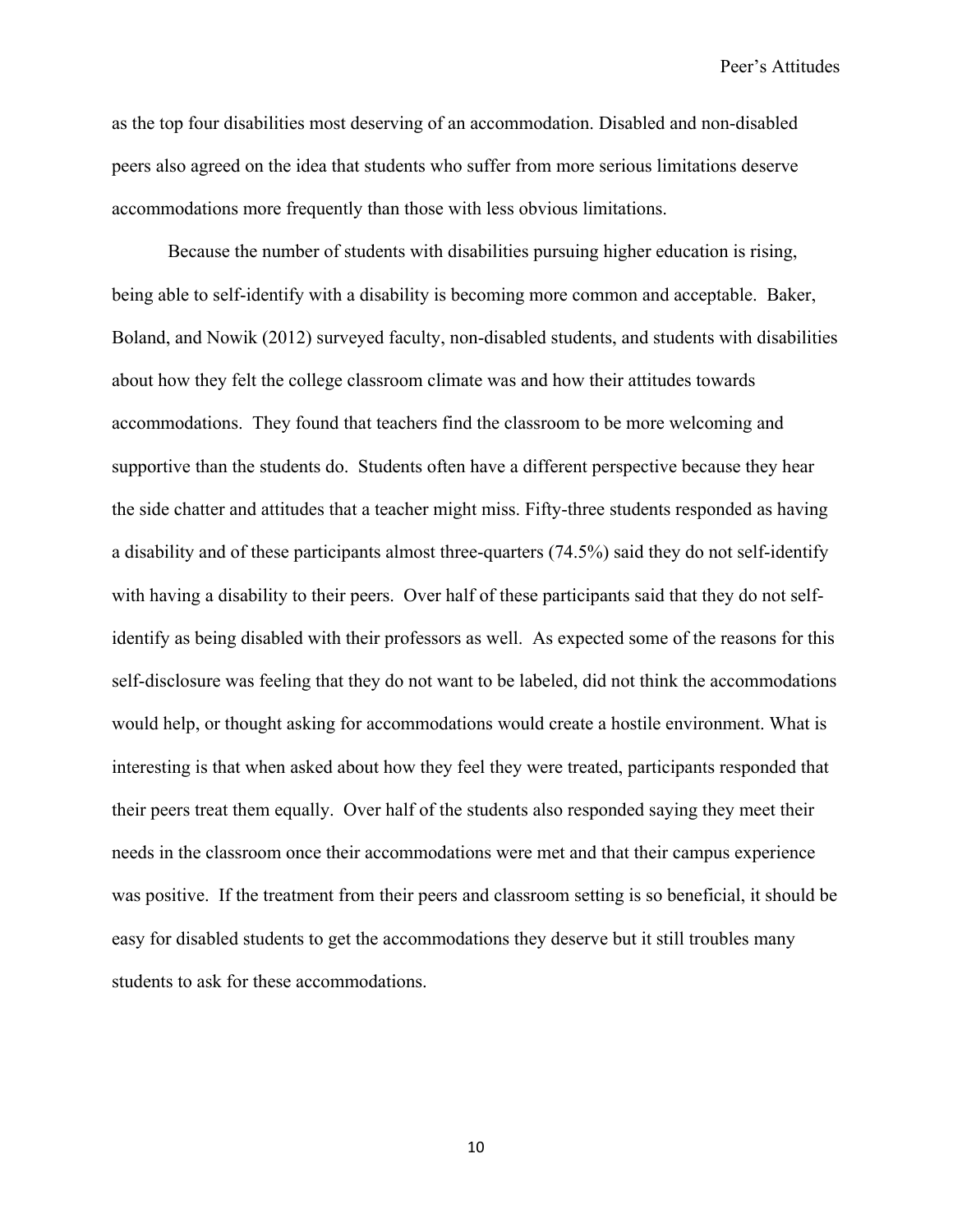as the top four disabilities most deserving of an accommodation. Disabled and non-disabled peers also agreed on the idea that students who suffer from more serious limitations deserve accommodations more frequently than those with less obvious limitations.

Because the number of students with disabilities pursuing higher education is rising, being able to self-identify with a disability is becoming more common and acceptable. Baker, Boland, and Nowik (2012) surveyed faculty, non-disabled students, and students with disabilities about how they felt the college classroom climate was and how their attitudes towards accommodations. They found that teachers find the classroom to be more welcoming and supportive than the students do. Students often have a different perspective because they hear the side chatter and attitudes that a teacher might miss. Fifty-three students responded as having a disability and of these participants almost three-quarters (74.5%) said they do not self-identify with having a disability to their peers. Over half of these participants said that they do not self-identify as being disabled with their professors as well. As expected some of the reasons for this self-disclosure was feeling that they do not want to be labeled, did not think the accommodations would help, or thought asking for accommodations would create a hostile environment. What is interesting is that when asked about how they feel they were treated, participants responded that their peers treat them equally. Over half of the students also responded saying they meet their needs in the classroom once their accommodations were met and that their campus experience was positive. If the treatment from their peers and classroom setting is so beneficial, it should be easy for disabled students to get the accommodations they deserve but it still troubles many students to ask for these accommodations.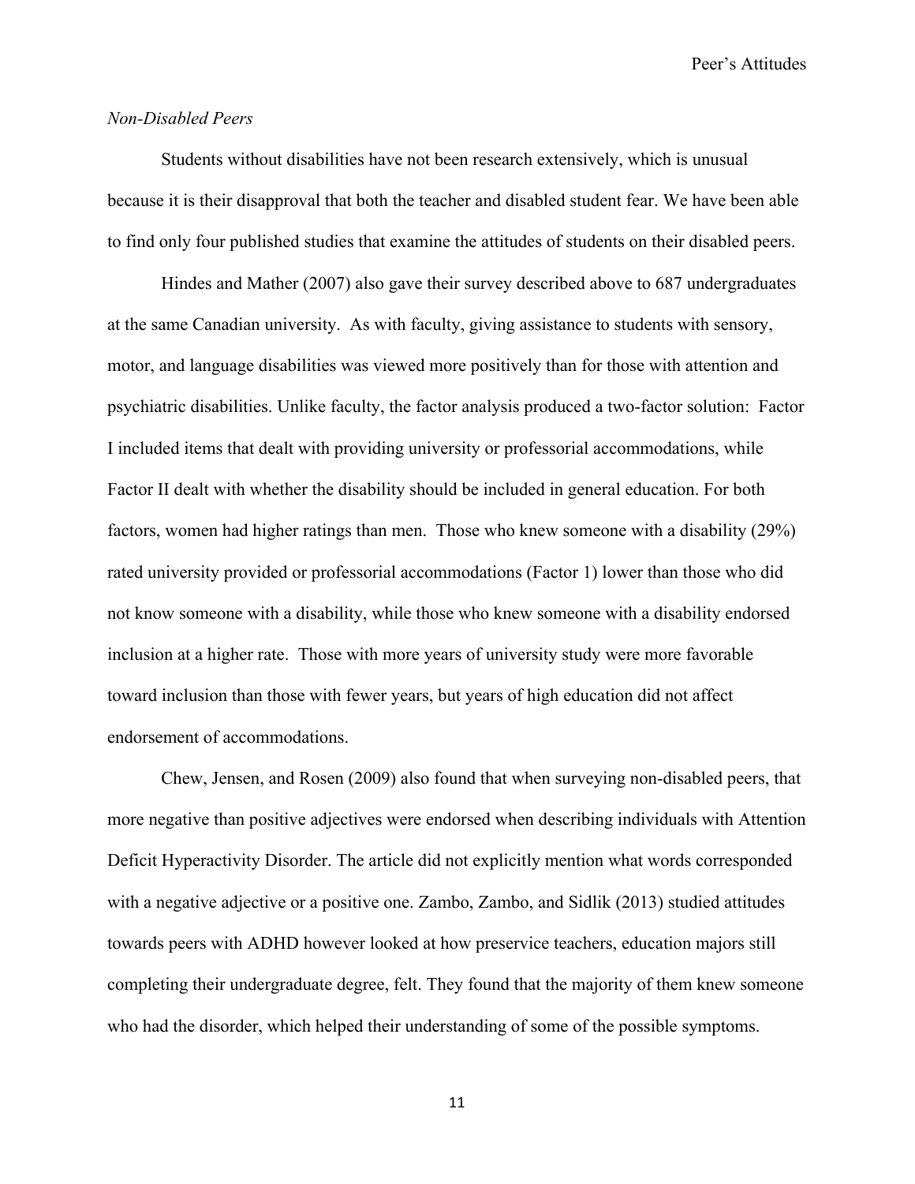*Non-Disabled Peers*

Students without disabilities have not been research extensively, which is unusual because it is their disapproval that both the teacher and disabled student fear. We have been able to find only four published studies that examine the attitudes of students on their disabled peers.

Hindes and Mather (2007) also gave their survey described above to 687 undergraduates at the same Canadian university. As with faculty, giving assistance to students with sensory, motor, and language disabilities was viewed more positively than for those with attention and psychiatric disabilities. Unlike faculty, the factor analysis produced a two-factor solution: Factor I included items that dealt with providing university or professorial accommodations, while Factor II dealt with whether the disability should be included in general education. For both factors, women had higher ratings than men. Those who knew someone with a disability (29%) rated university provided or professorial accommodations (Factor 1) lower than those who did not know someone with a disability, while those who knew someone with a disability endorsed inclusion at a higher rate. Those with more years of university study were more favorable toward inclusion than those with fewer years, but years of high education did not affect endorsement of accommodations.

Chew, Jensen, and Rosen (2009) also found that when surveying non-disabled peers, that more negative than positive adjectives were endorsed when describing individuals with Attention Deficit Hyperactivity Disorder. The article did not explicitly mention what words corresponded with a negative adjective or a positive one. Zambo, Zambo, and Sidlik (2013) studied attitudes towards peers with ADHD however looked at how preservice teachers, education majors still completing their undergraduate degree, felt. They found that the majority of them knew someone who had the disorder, which helped their understanding of some of the possible symptoms.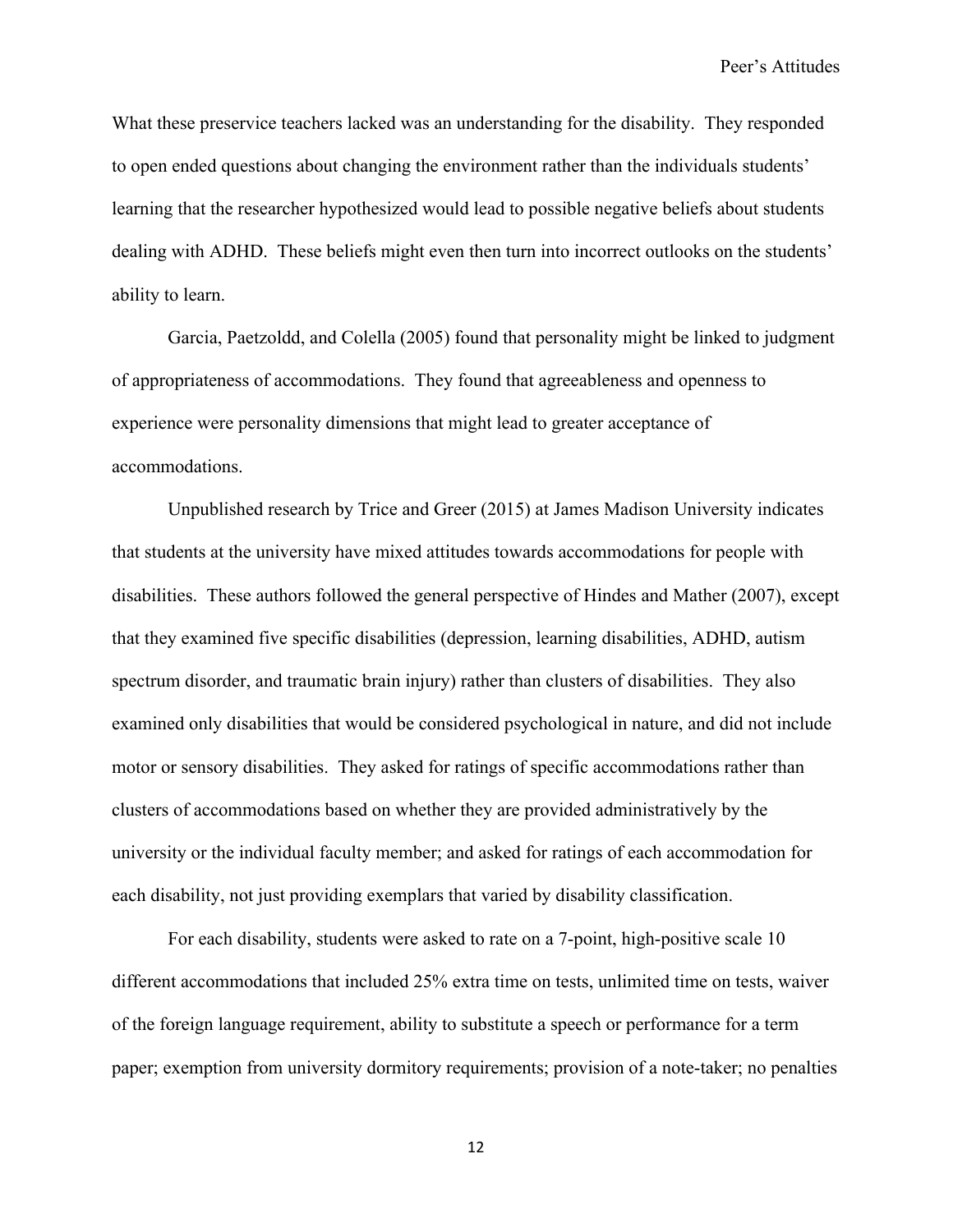What these preservice teachers lacked was an understanding for the disability. They responded to open ended questions about changing the environment rather than the individuals students' learning that the researcher hypothesized would lead to possible negative beliefs about students dealing with ADHD. These beliefs might even then turn into incorrect outlooks on the students' ability to learn.

Garcia, Paetzoldd, and Colella (2005) found that personality might be linked to judgment of appropriateness of accommodations. They found that agreeableness and openness to experience were personality dimensions that might lead to greater acceptance of accommodations.

Unpublished research by Trice and Greer (2015) at James Madison University indicates that students at the university have mixed attitudes towards accommodations for people with disabilities. These authors followed the general perspective of Hindes and Mather (2007), except that they examined five specific disabilities (depression, learning disabilities, ADHD, autism spectrum disorder, and traumatic brain injury) rather than clusters of disabilities. They also examined only disabilities that would be considered psychological in nature, and did not include motor or sensory disabilities. They asked for ratings of specific accommodations rather than clusters of accommodations based on whether they are provided administratively by the university or the individual faculty member; and asked for ratings of each accommodation for each disability, not just providing exemplars that varied by disability classification.

For each disability, students were asked to rate on a 7-point, high-positive scale 10 different accommodations that included 25% extra time on tests, unlimited time on tests, waiver of the foreign language requirement, ability to substitute a speech or performance for a term paper; exemption from university dormitory requirements; provision of a note-taker; no penalties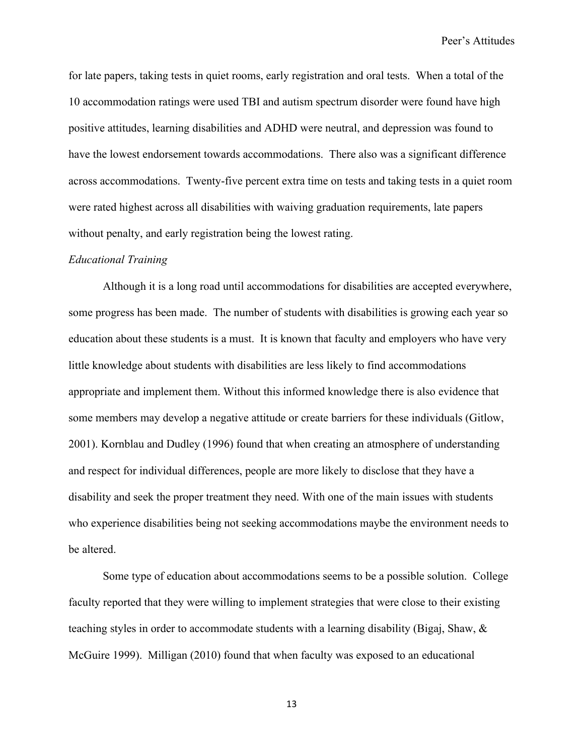for late papers, taking tests in quiet rooms, early registration and oral tests. When a total of the 10 accommodation ratings were used TBI and autism spectrum disorder were found have high positive attitudes, learning disabilities and ADHD were neutral, and depression was found to have the lowest endorsement towards accommodations. There also was a significant difference across accommodations. Twenty-five percent extra time on tests and taking tests in a quiet room were rated highest across all disabilities with waiving graduation requirements, late papers without penalty, and early registration being the lowest rating.

*Educational Training*

Although it is a long road until accommodations for disabilities are accepted everywhere, some progress has been made. The number of students with disabilities is growing each year so education about these students is a must. It is known that faculty and employers who have very little knowledge about students with disabilities are less likely to find accommodations appropriate and implement them. Without this informed knowledge there is also evidence that some members may develop a negative attitude or create barriers for these individuals (Gitlow, 2001). Kornblau and Dudley (1996) found that when creating an atmosphere of understanding and respect for individual differences, people are more likely to disclose that they have a disability and seek the proper treatment they need. With one of the main issues with students who experience disabilities being not seeking accommodations maybe the environment needs to be altered.

Some type of education about accommodations seems to be a possible solution. College faculty reported that they were willing to implement strategies that were close to their existing teaching styles in order to accommodate students with a learning disability (Bigaj, Shaw, & McGuire 1999). Milligan (2010) found that when faculty was exposed to an educational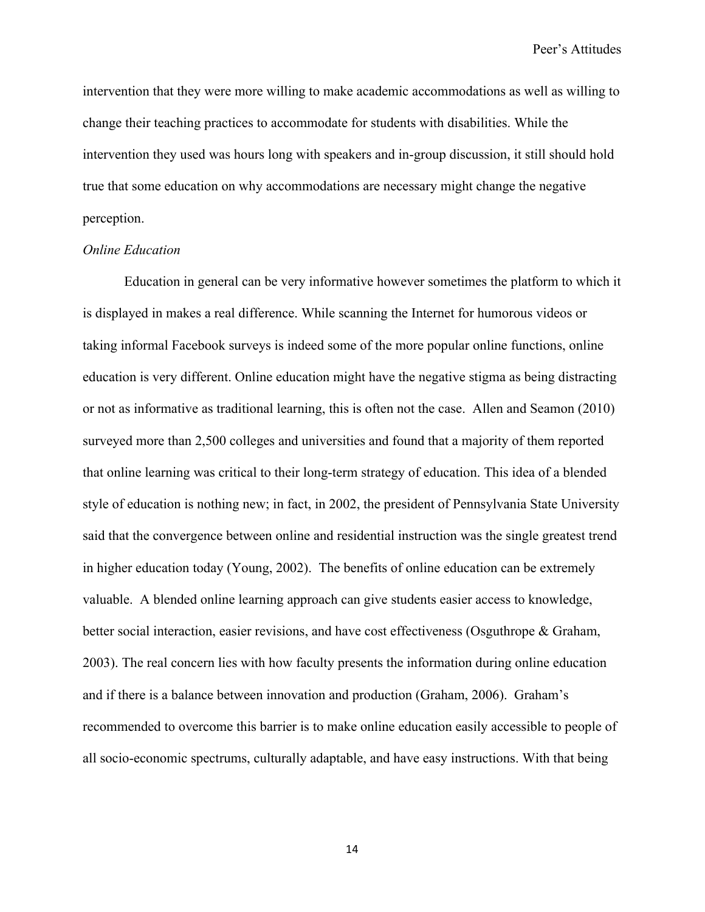intervention that they were more willing to make academic accommodations as well as willing to change their teaching practices to accommodate for students with disabilities. While the intervention they used was hours long with speakers and in-group discussion, it still should hold true that some education on why accommodations are necessary might change the negative perception.

*Online Education*

Education in general can be very informative however sometimes the platform to which it is displayed in makes a real difference. While scanning the Internet for humorous videos or taking informal Facebook surveys is indeed some of the more popular online functions, online education is very different. Online education might have the negative stigma as being distracting or not as informative as traditional learning, this is often not the case. Allen and Seamon (2010) surveyed more than 2,500 colleges and universities and found that a majority of them reported that online learning was critical to their long-term strategy of education. This idea of a blended style of education is nothing new; in fact, in 2002, the president of Pennsylvania State University said that the convergence between online and residential instruction was the single greatest trend in higher education today (Young, 2002). The benefits of online education can be extremely valuable. A blended online learning approach can give students easier access to knowledge, better social interaction, easier revisions, and have cost effectiveness (Osguthrope & Graham, 2003). The real concern lies with how faculty presents the information during online education and if there is a balance between innovation and production (Graham, 2006). Graham's recommended to overcome this barrier is to make online education easily accessible to people of all socio-economic spectrums, culturally adaptable, and have easy instructions. With that being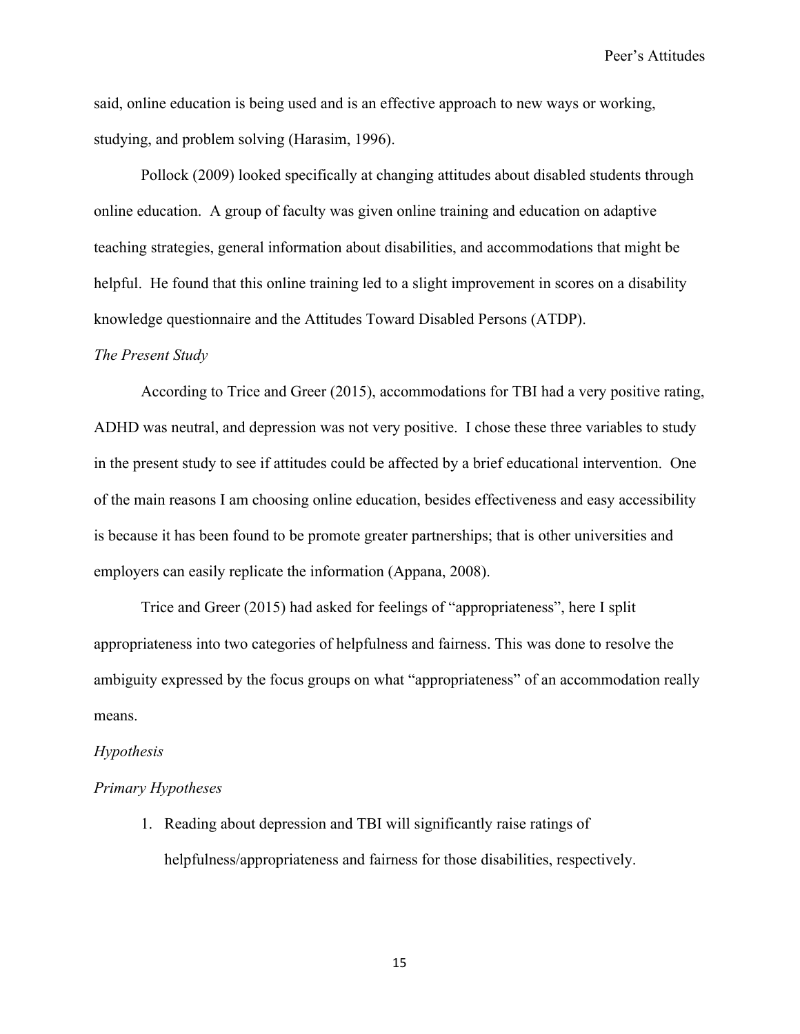said, online education is being used and is an effective approach to new ways or working, studying, and problem solving (Harasim, 1996).

Pollock (2009) looked specifically at changing attitudes about disabled students through online education. A group of faculty was given online training and education on adaptive teaching strategies, general information about disabilities, and accommodations that might be helpful. He found that this online training led to a slight improvement in scores on a disability knowledge questionnaire and the Attitudes Toward Disabled Persons (ATDP).

*The Present Study*

According to Trice and Greer (2015), accommodations for TBI had a very positive rating, ADHD was neutral, and depression was not very positive. I chose these three variables to study in the present study to see if attitudes could be affected by a brief educational intervention. One of the main reasons I am choosing online education, besides effectiveness and easy accessibility is because it has been found to be promote greater partnerships; that is other universities and employers can easily replicate the information (Appana, 2008).

Trice and Greer (2015) had asked for feelings of "appropriateness", here I split appropriateness into two categories of helpfulness and fairness. This was done to resolve the ambiguity expressed by the focus groups on what "appropriateness" of an accommodation really means.

*Hypothesis*

*Primary Hypotheses*

1. Reading about depression and TBI will significantly raise ratings of helpfulness/appropriateness and fairness for those disabilities, respectively.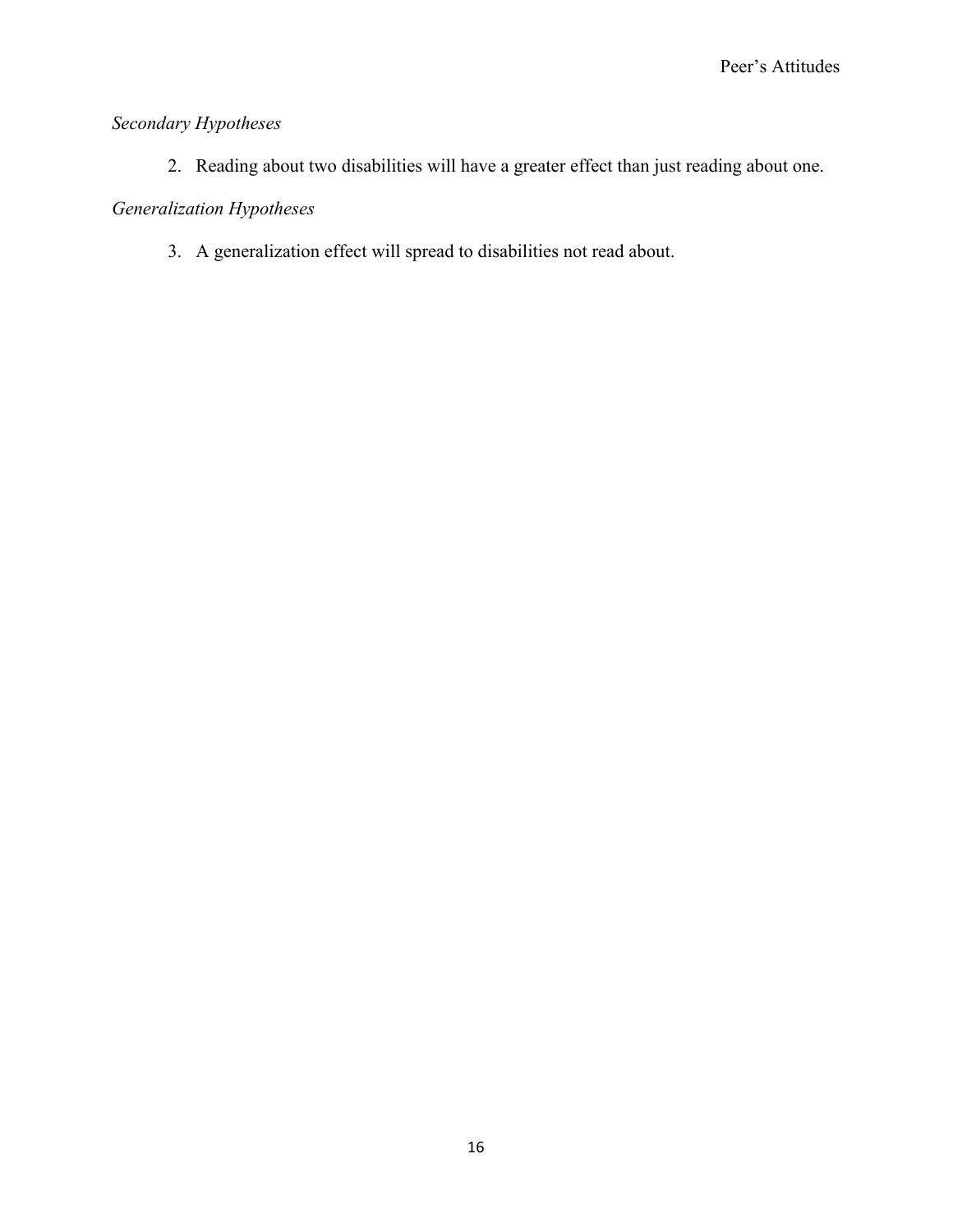*Secondary Hypotheses*

2. Reading about two disabilities will have a greater effect than just reading about one.

*Generalization Hypotheses*

3. A generalization effect will spread to disabilities not read about.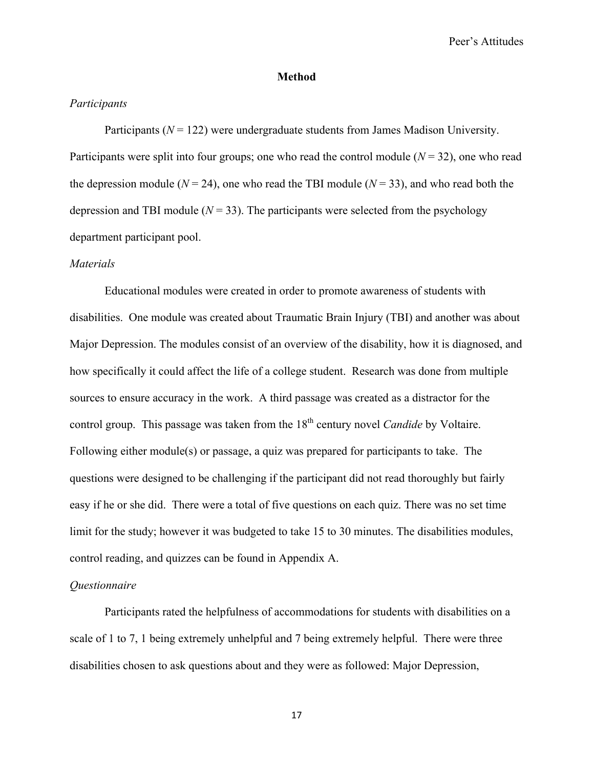## Method

*Participants*

Participants (*N* = 122) were undergraduate students from James Madison University. Participants were split into four groups; one who read the control module (*N* = 32), one who read the depression module (*N* = 24), one who read the TBI module (*N* = 33), and who read both the depression and TBI module (*N* = 33). The participants were selected from the psychology department participant pool.

*Materials*

Educational modules were created in order to promote awareness of students with disabilities. One module was created about Traumatic Brain Injury (TBI) and another was about Major Depression. The modules consist of an overview of the disability, how it is diagnosed, and how specifically it could affect the life of a college student. Research was done from multiple sources to ensure accuracy in the work. A third passage was created as a distractor for the control group. This passage was taken from the 18th century novel *Candide* by Voltaire. Following either module(s) or passage, a quiz was prepared for participants to take. The questions were designed to be challenging if the participant did not read thoroughly but fairly easy if he or she did. There were a total of five questions on each quiz. There was no set time limit for the study; however it was budgeted to take 15 to 30 minutes. The disabilities modules, control reading, and quizzes can be found in Appendix A.

*Questionnaire*

Participants rated the helpfulness of accommodations for students with disabilities on a scale of 1 to 7, 1 being extremely unhelpful and 7 being extremely helpful. There were three disabilities chosen to ask questions about and they were as followed: Major Depression,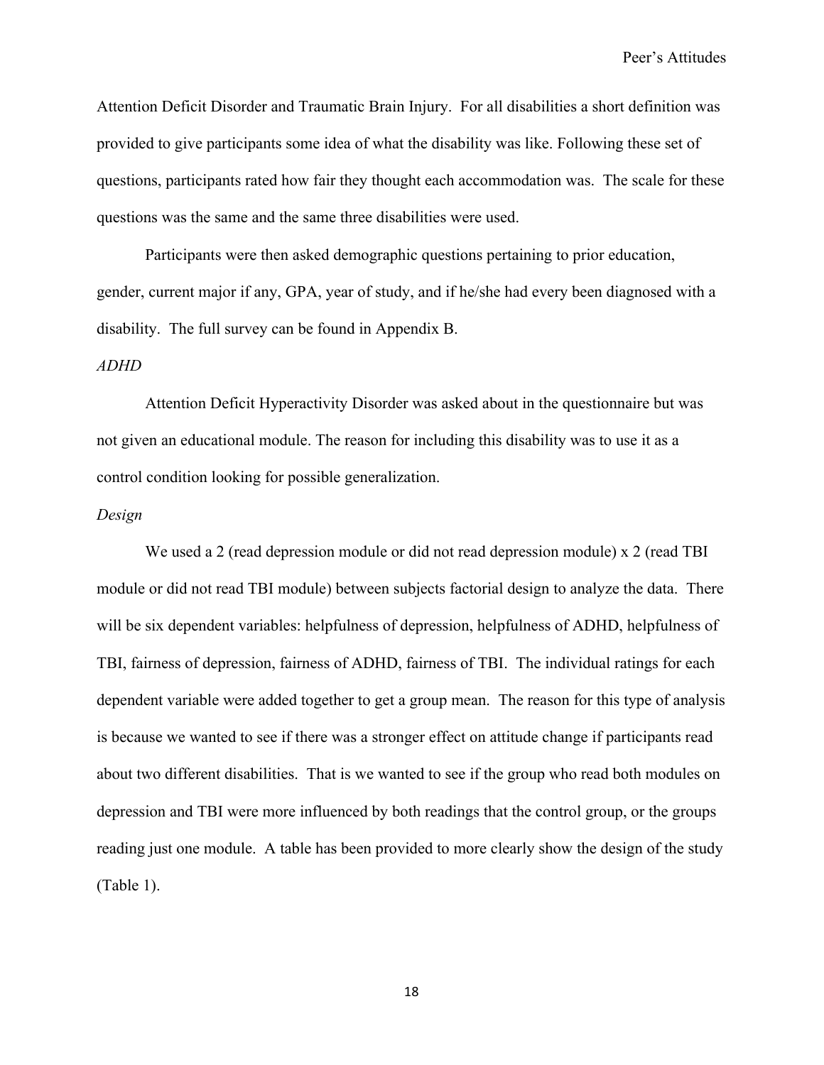Attention Deficit Disorder and Traumatic Brain Injury. For all disabilities a short definition was provided to give participants some idea of what the disability was like. Following these set of questions, participants rated how fair they thought each accommodation was. The scale for these questions was the same and the same three disabilities were used.

Participants were then asked demographic questions pertaining to prior education, gender, current major if any, GPA, year of study, and if he/she had every been diagnosed with a disability. The full survey can be found in Appendix B.

*ADHD*

Attention Deficit Hyperactivity Disorder was asked about in the questionnaire but was not given an educational module. The reason for including this disability was to use it as a control condition looking for possible generalization.

*Design*

We used a 2 (read depression module or did not read depression module) x 2 (read TBI module or did not read TBI module) between subjects factorial design to analyze the data. There will be six dependent variables: helpfulness of depression, helpfulness of ADHD, helpfulness of TBI, fairness of depression, fairness of ADHD, fairness of TBI. The individual ratings for each dependent variable were added together to get a group mean. The reason for this type of analysis is because we wanted to see if there was a stronger effect on attitude change if participants read about two different disabilities. That is we wanted to see if the group who read both modules on depression and TBI were more influenced by both readings that the control group, or the groups reading just one module. A table has been provided to more clearly show the design of the study (Table 1).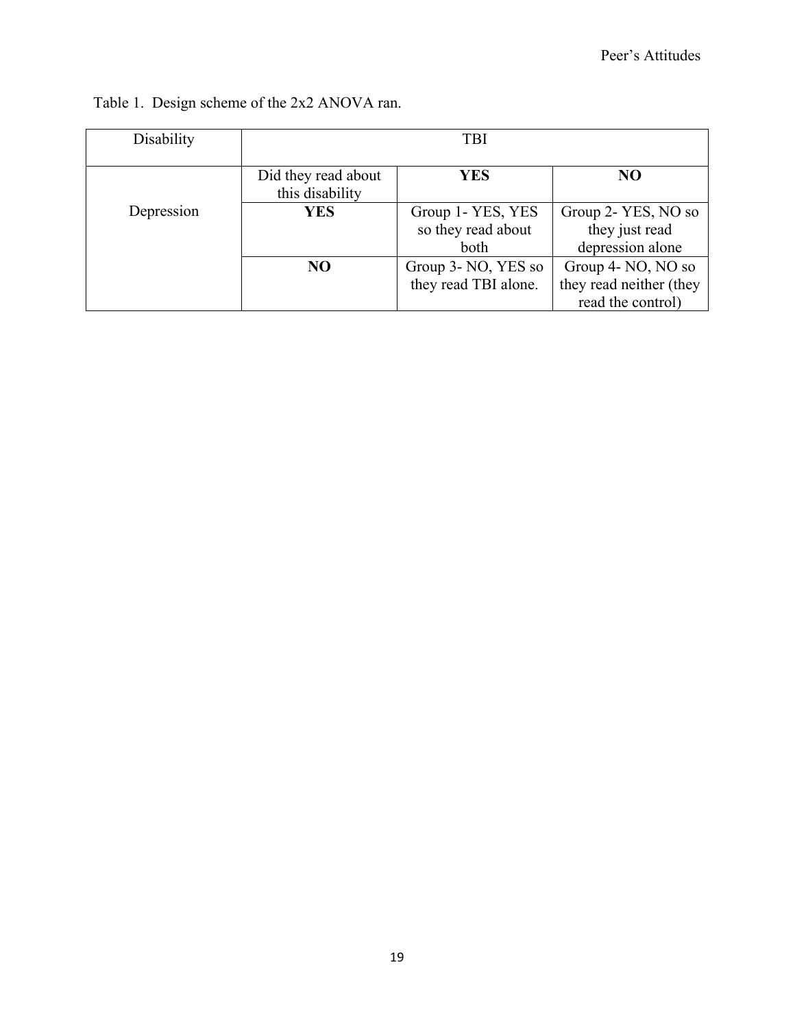Table 1. Design scheme of the 2x2 ANOVA ran.

| Disability | TBI | | |
|---|---|---|---|
| Depression | Did they read about this disability | **YES** | **NO** |
| | **YES** | Group 1- YES, YES so they read about both | Group 2- YES, NO so they just read depression alone |
| | **NO** | Group 3- NO, YES so they read TBI alone. | Group 4- NO, NO so they read neither (they read the control) |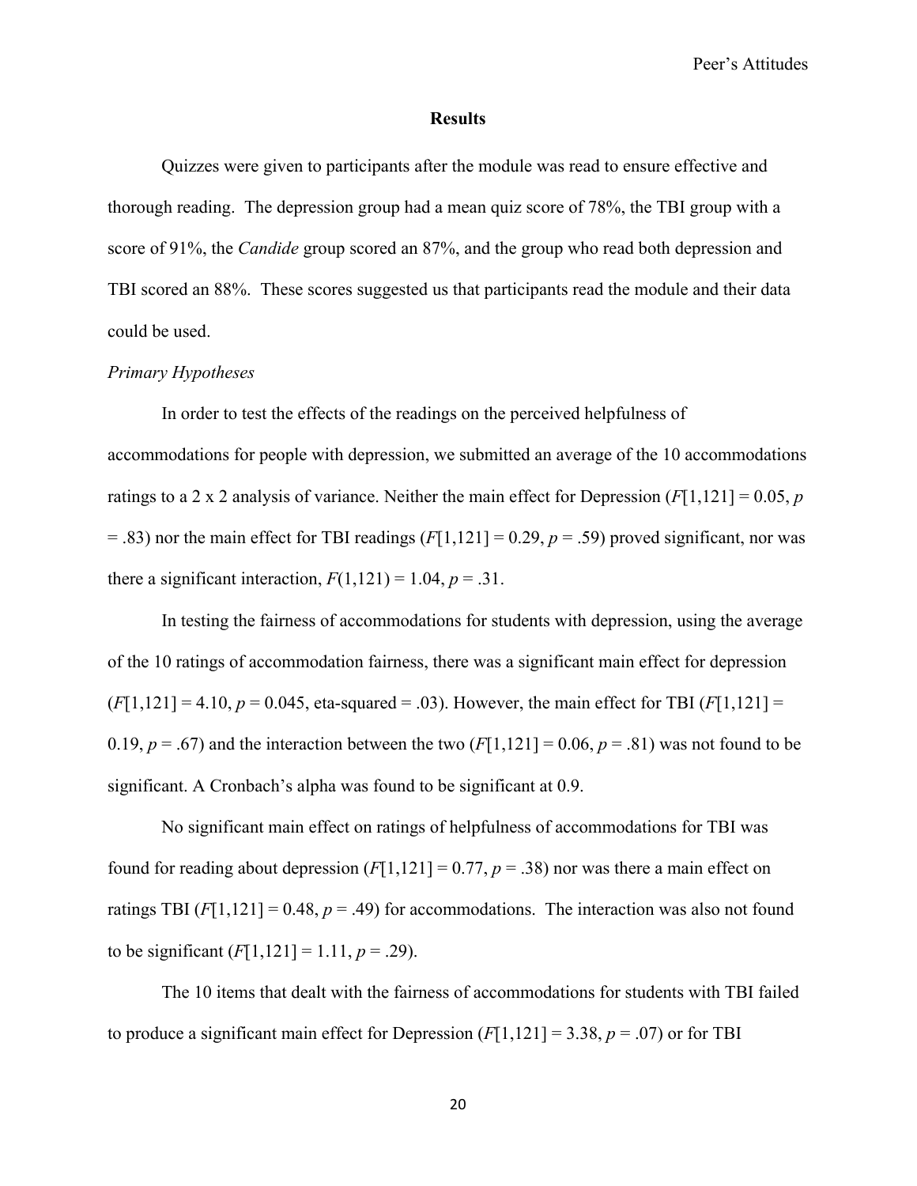**Results**

Quizzes were given to participants after the module was read to ensure effective and thorough reading. The depression group had a mean quiz score of 78%, the TBI group with a score of 91%, the *Candide* group scored an 87%, and the group who read both depression and TBI scored an 88%. These scores suggested us that participants read the module and their data could be used.

*Primary Hypotheses*

In order to test the effects of the readings on the perceived helpfulness of accommodations for people with depression, we submitted an average of the 10 accommodations ratings to a 2 x 2 analysis of variance. Neither the main effect for Depression ($F[1,121] = 0.05$, $p = .83$) nor the main effect for TBI readings ($F[1,121] = 0.29$, $p = .59$) proved significant, nor was there a significant interaction, $F(1,121) = 1.04$, $p = .31$.

In testing the fairness of accommodations for students with depression, using the average of the 10 ratings of accommodation fairness, there was a significant main effect for depression ($F[1,121] = 4.10$, $p = 0.045$, eta-squared = .03). However, the main effect for TBI ($F[1,121] = 0.19$, $p = .67$) and the interaction between the two ($F[1,121] = 0.06$, $p = .81$) was not found to be significant. A Cronbach's alpha was found to be significant at 0.9.

No significant main effect on ratings of helpfulness of accommodations for TBI was found for reading about depression ($F[1,121] = 0.77$, $p = .38$) nor was there a main effect on ratings TBI ($F[1,121] = 0.48$, $p = .49$) for accommodations. The interaction was also not found to be significant ($F[1,121] = 1.11$, $p = .29$).

The 10 items that dealt with the fairness of accommodations for students with TBI failed to produce a significant main effect for Depression ($F[1,121] = 3.38$, $p = .07$) or for TBI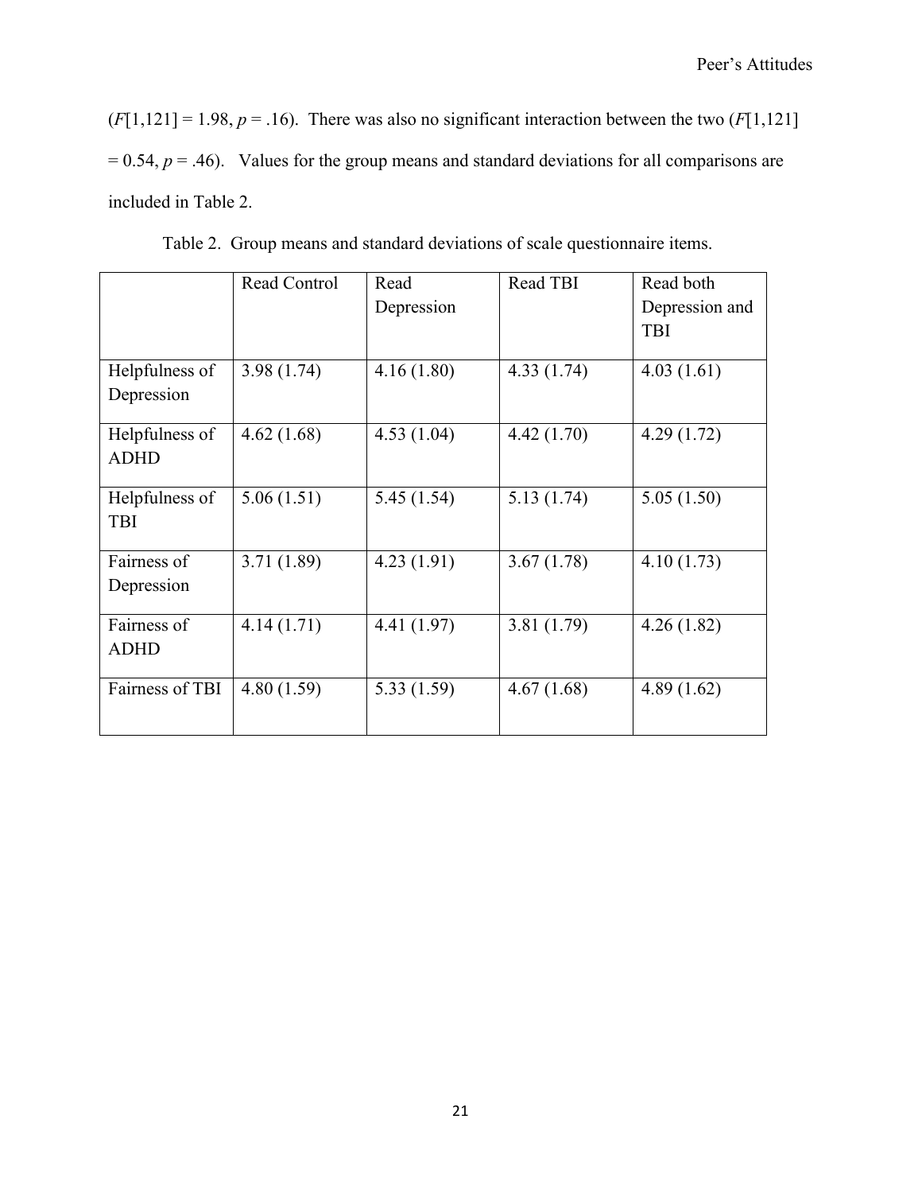($F[1,121] = 1.98$, $p = .16$). There was also no significant interaction between the two ($F[1,121] = 0.54$, $p = .46$). Values for the group means and standard deviations for all comparisons are included in Table 2.

Table 2. Group means and standard deviations of scale questionnaire items.

| | Read Control | Read Depression | Read TBI | Read both Depression and TBI |
|---|---|---|---|---|
| Helpfulness of Depression | 3.98 (1.74) | 4.16 (1.80) | 4.33 (1.74) | 4.03 (1.61) |
| Helpfulness of ADHD | 4.62 (1.68) | 4.53 (1.04) | 4.42 (1.70) | 4.29 (1.72) |
| Helpfulness of TBI | 5.06 (1.51) | 5.45 (1.54) | 5.13 (1.74) | 5.05 (1.50) |
| Fairness of Depression | 3.71 (1.89) | 4.23 (1.91) | 3.67 (1.78) | 4.10 (1.73) |
| Fairness of ADHD | 4.14 (1.71) | 4.41 (1.97) | 3.81 (1.79) | 4.26 (1.82) |
| Fairness of TBI | 4.80 (1.59) | 5.33 (1.59) | 4.67 (1.68) | 4.89 (1.62) |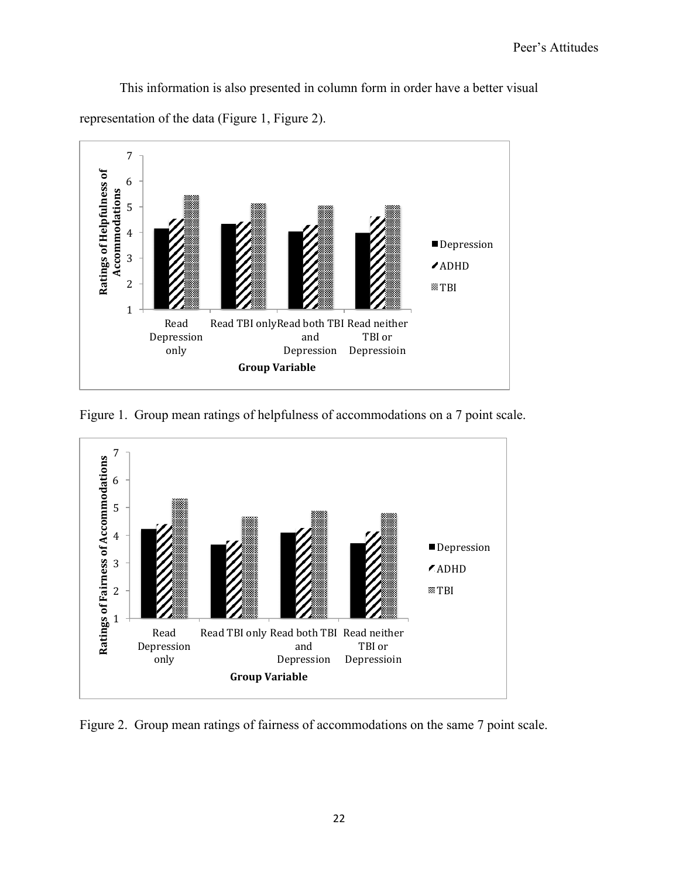This information is also presented in column form in order have a better visual representation of the data (Figure 1, Figure 2).

Figure 1. Group mean ratings of helpfulness of accommodations on a 7 point scale.

Figure 2. Group mean ratings of fairness of accommodations on the same 7 point scale.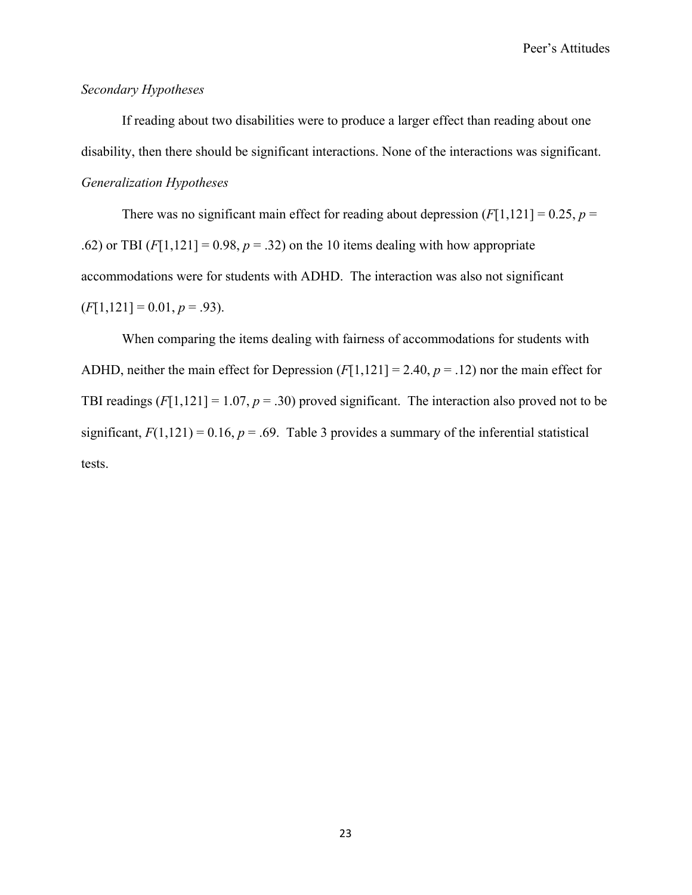*Secondary Hypotheses*

If reading about two disabilities were to produce a larger effect than reading about one disability, then there should be significant interactions. None of the interactions was significant.

*Generalization Hypotheses*

There was no significant main effect for reading about depression ($F[1,121] = 0.25$, $p = .62$) or TBI ($F[1,121] = 0.98$, $p = .32$) on the 10 items dealing with how appropriate accommodations were for students with ADHD. The interaction was also not significant ($F[1,121] = 0.01$, $p = .93$).

When comparing the items dealing with fairness of accommodations for students with ADHD, neither the main effect for Depression ($F[1,121] = 2.40$, $p = .12$) nor the main effect for TBI readings ($F[1,121] = 1.07$, $p = .30$) proved significant. The interaction also proved not to be significant, $F(1,121) = 0.16$, $p = .69$. Table 3 provides a summary of the inferential statistical tests.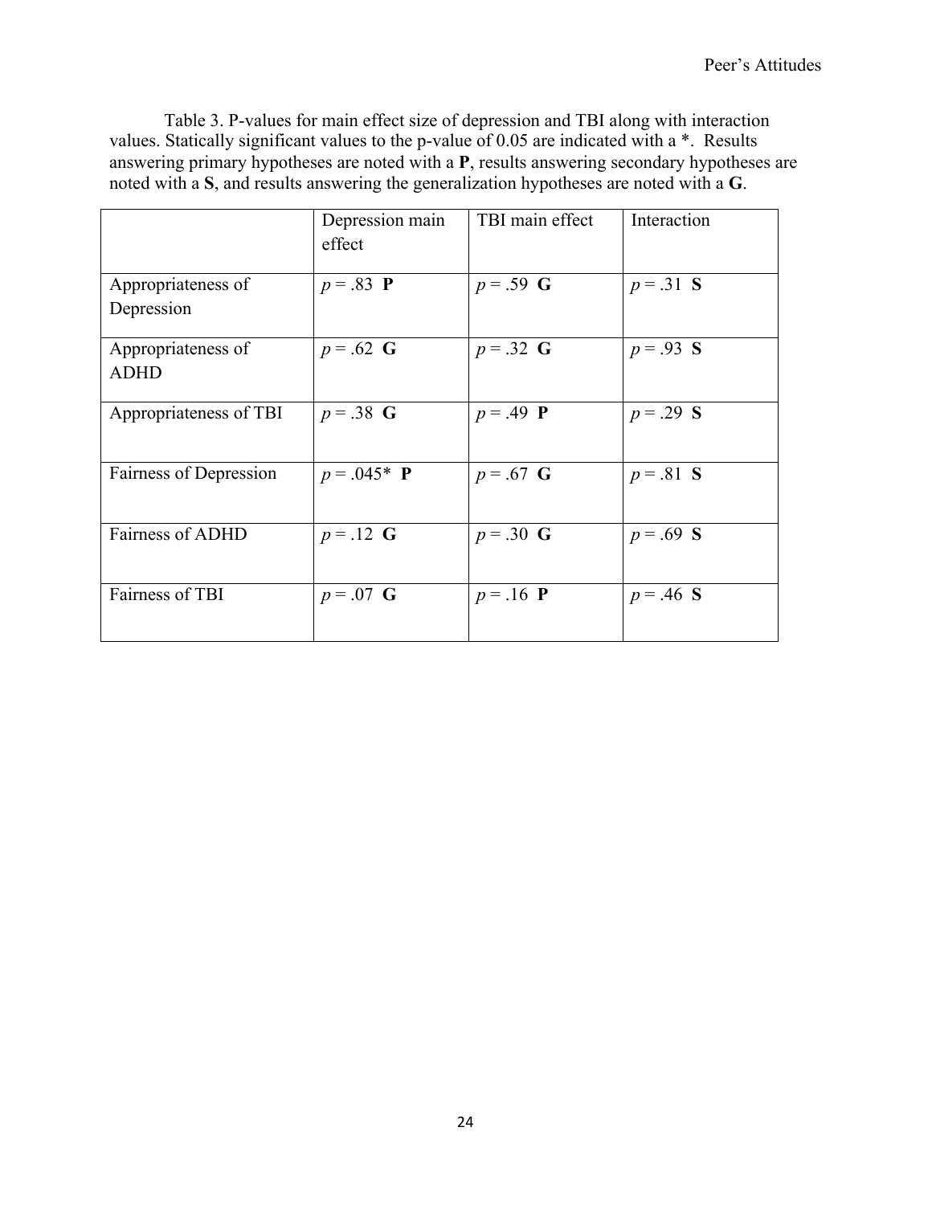Table 3. P-values for main effect size of depression and TBI along with interaction values. Statically significant values to the p-value of 0.05 are indicated with a *. Results answering primary hypotheses are noted with a **P**, results answering secondary hypotheses are noted with a **S**, and results answering the generalization hypotheses are noted with a **G**.

| | Depression main effect | TBI main effect | Interaction |
|---|---|---|---|
| Appropriateness of Depression | $p = .83$ **P** | $p = .59$ **G** | $p = .31$ **S** |
| Appropriateness of ADHD | $p = .62$ **G** | $p = .32$ **G** | $p = .93$ **S** |
| Appropriateness of TBI | $p = .38$ **G** | $p = .49$ **P** | $p = .29$ **S** |
| Fairness of Depression | $p = .045$* **P** | $p = .67$ **G** | $p = .81$ **S** |
| Fairness of ADHD | $p = .12$ **G** | $p = .30$ **G** | $p = .69$ **S** |
| Fairness of TBI | $p = .07$ **G** | $p = .16$ **P** | $p = .46$ **S** |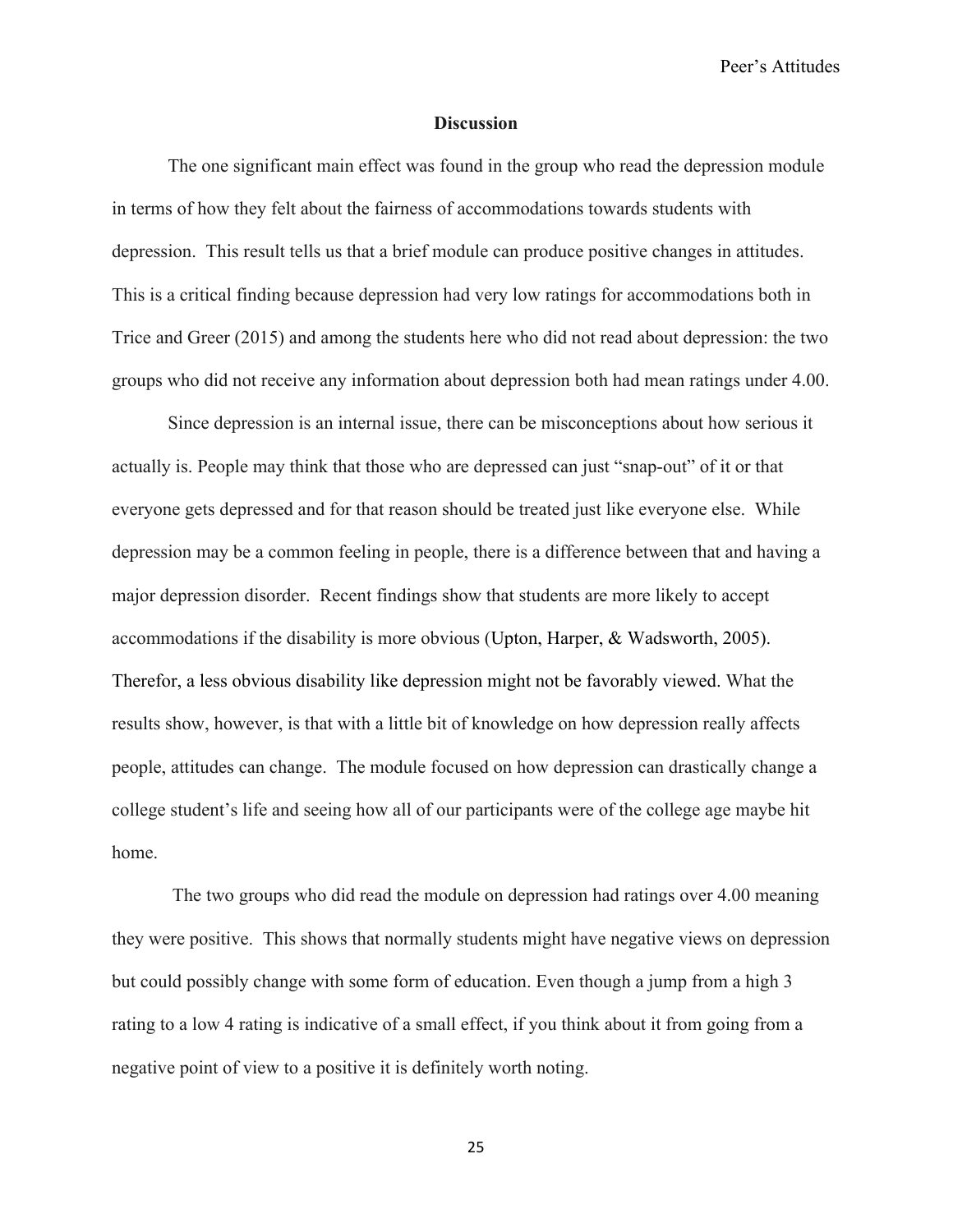## Discussion

The one significant main effect was found in the group who read the depression module in terms of how they felt about the fairness of accommodations towards students with depression. This result tells us that a brief module can produce positive changes in attitudes. This is a critical finding because depression had very low ratings for accommodations both in Trice and Greer (2015) and among the students here who did not read about depression: the two groups who did not receive any information about depression both had mean ratings under 4.00.

Since depression is an internal issue, there can be misconceptions about how serious it actually is. People may think that those who are depressed can just "snap-out" of it or that everyone gets depressed and for that reason should be treated just like everyone else. While depression may be a common feeling in people, there is a difference between that and having a major depression disorder. Recent findings show that students are more likely to accept accommodations if the disability is more obvious (Upton, Harper, & Wadsworth, 2005). Therefor, a less obvious disability like depression might not be favorably viewed. What the results show, however, is that with a little bit of knowledge on how depression really affects people, attitudes can change. The module focused on how depression can drastically change a college student's life and seeing how all of our participants were of the college age maybe hit home.

The two groups who did read the module on depression had ratings over 4.00 meaning they were positive. This shows that normally students might have negative views on depression but could possibly change with some form of education. Even though a jump from a high 3 rating to a low 4 rating is indicative of a small effect, if you think about it from going from a negative point of view to a positive it is definitely worth noting.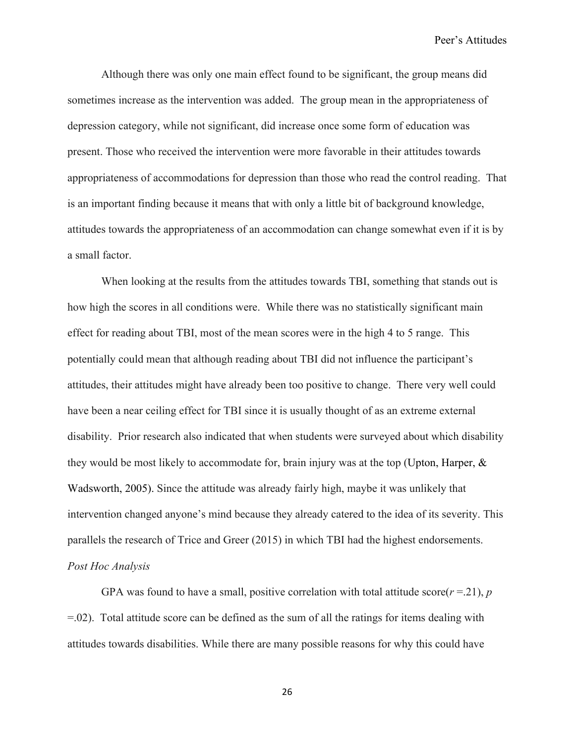Although there was only one main effect found to be significant, the group means did sometimes increase as the intervention was added. The group mean in the appropriateness of depression category, while not significant, did increase once some form of education was present. Those who received the intervention were more favorable in their attitudes towards appropriateness of accommodations for depression than those who read the control reading. That is an important finding because it means that with only a little bit of background knowledge, attitudes towards the appropriateness of an accommodation can change somewhat even if it is by a small factor.

When looking at the results from the attitudes towards TBI, something that stands out is how high the scores in all conditions were. While there was no statistically significant main effect for reading about TBI, most of the mean scores were in the high 4 to 5 range. This potentially could mean that although reading about TBI did not influence the participant's attitudes, their attitudes might have already been too positive to change. There very well could have been a near ceiling effect for TBI since it is usually thought of as an extreme external disability. Prior research also indicated that when students were surveyed about which disability they would be most likely to accommodate for, brain injury was at the top (Upton, Harper, & Wadsworth, 2005). Since the attitude was already fairly high, maybe it was unlikely that intervention changed anyone's mind because they already catered to the idea of its severity. This parallels the research of Trice and Greer (2015) in which TBI had the highest endorsements.

*Post Hoc Analysis*

GPA was found to have a small, positive correlation with total attitude score($r$ =.21), $p$ =.02). Total attitude score can be defined as the sum of all the ratings for items dealing with attitudes towards disabilities. While there are many possible reasons for why this could have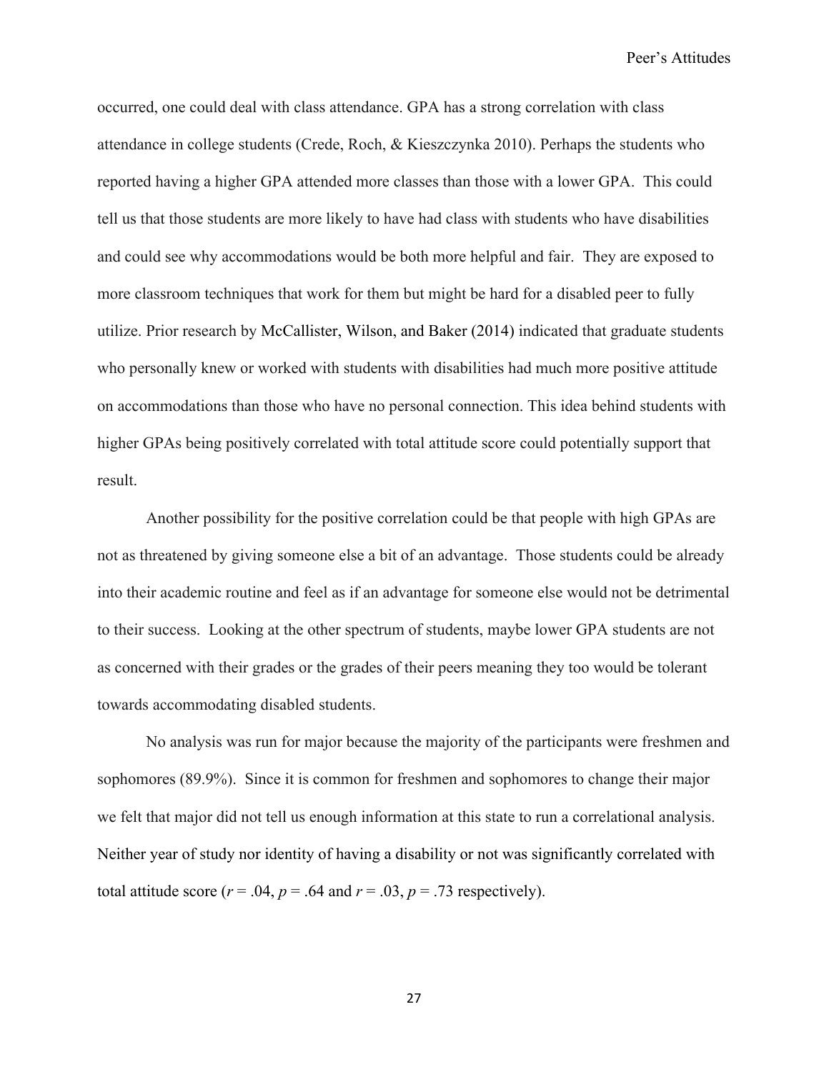occurred, one could deal with class attendance. GPA has a strong correlation with class attendance in college students (Crede, Roch, & Kieszczynka 2010). Perhaps the students who reported having a higher GPA attended more classes than those with a lower GPA. This could tell us that those students are more likely to have had class with students who have disabilities and could see why accommodations would be both more helpful and fair. They are exposed to more classroom techniques that work for them but might be hard for a disabled peer to fully utilize. Prior research by McCallister, Wilson, and Baker (2014) indicated that graduate students who personally knew or worked with students with disabilities had much more positive attitude on accommodations than those who have no personal connection. This idea behind students with higher GPAs being positively correlated with total attitude score could potentially support that result.

Another possibility for the positive correlation could be that people with high GPAs are not as threatened by giving someone else a bit of an advantage. Those students could be already into their academic routine and feel as if an advantage for someone else would not be detrimental to their success. Looking at the other spectrum of students, maybe lower GPA students are not as concerned with their grades or the grades of their peers meaning they too would be tolerant towards accommodating disabled students.

No analysis was run for major because the majority of the participants were freshmen and sophomores (89.9%). Since it is common for freshmen and sophomores to change their major we felt that major did not tell us enough information at this state to run a correlational analysis. Neither year of study nor identity of having a disability or not was significantly correlated with total attitude score ($r = .04$, $p = .64$ and $r = .03$, $p = .73$ respectively).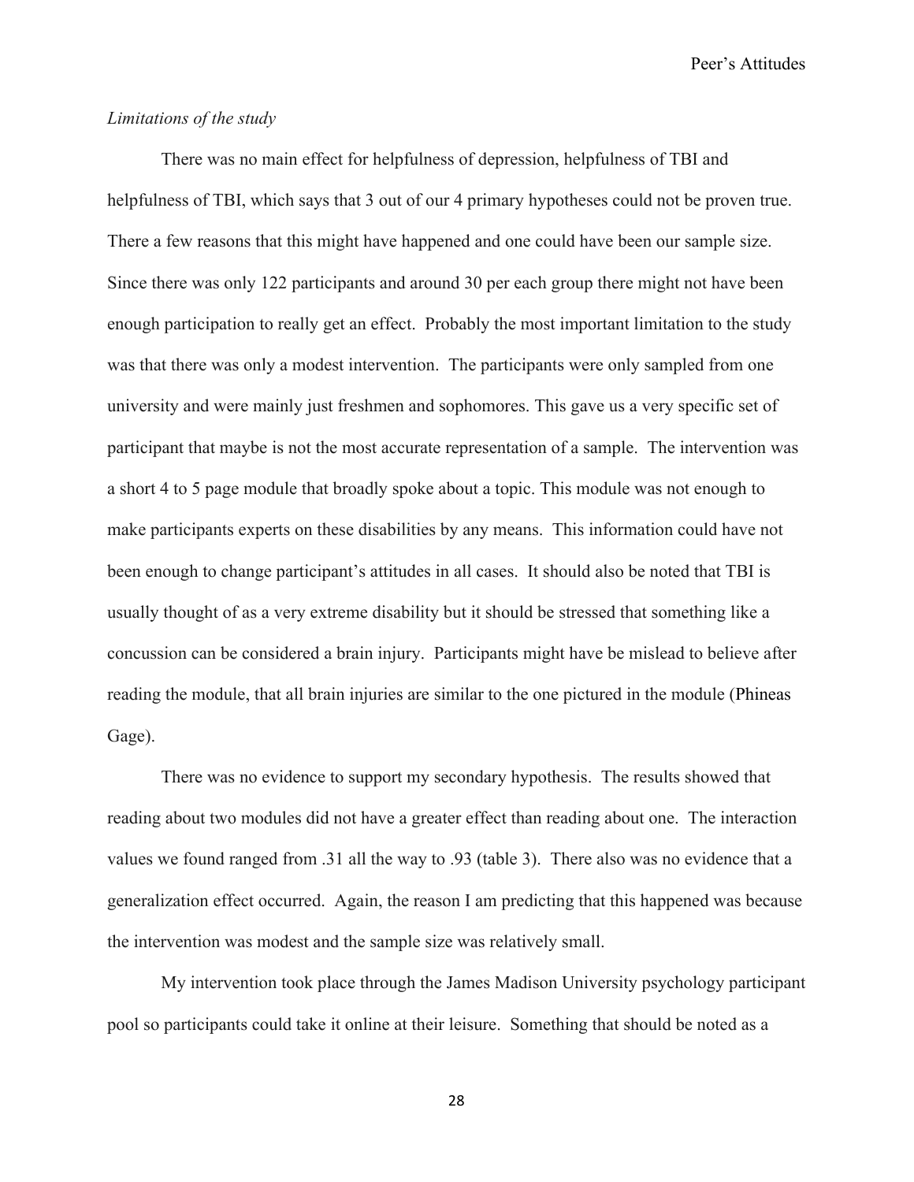*Limitations of the study*

There was no main effect for helpfulness of depression, helpfulness of TBI and helpfulness of TBI, which says that 3 out of our 4 primary hypotheses could not be proven true. There a few reasons that this might have happened and one could have been our sample size. Since there was only 122 participants and around 30 per each group there might not have been enough participation to really get an effect. Probably the most important limitation to the study was that there was only a modest intervention. The participants were only sampled from one university and were mainly just freshmen and sophomores. This gave us a very specific set of participant that maybe is not the most accurate representation of a sample. The intervention was a short 4 to 5 page module that broadly spoke about a topic. This module was not enough to make participants experts on these disabilities by any means. This information could have not been enough to change participant's attitudes in all cases. It should also be noted that TBI is usually thought of as a very extreme disability but it should be stressed that something like a concussion can be considered a brain injury. Participants might have be mislead to believe after reading the module, that all brain injuries are similar to the one pictured in the module (Phineas Gage).

There was no evidence to support my secondary hypothesis. The results showed that reading about two modules did not have a greater effect than reading about one. The interaction values we found ranged from .31 all the way to .93 (table 3). There also was no evidence that a generalization effect occurred. Again, the reason I am predicting that this happened was because the intervention was modest and the sample size was relatively small.

My intervention took place through the James Madison University psychology participant pool so participants could take it online at their leisure. Something that should be noted as a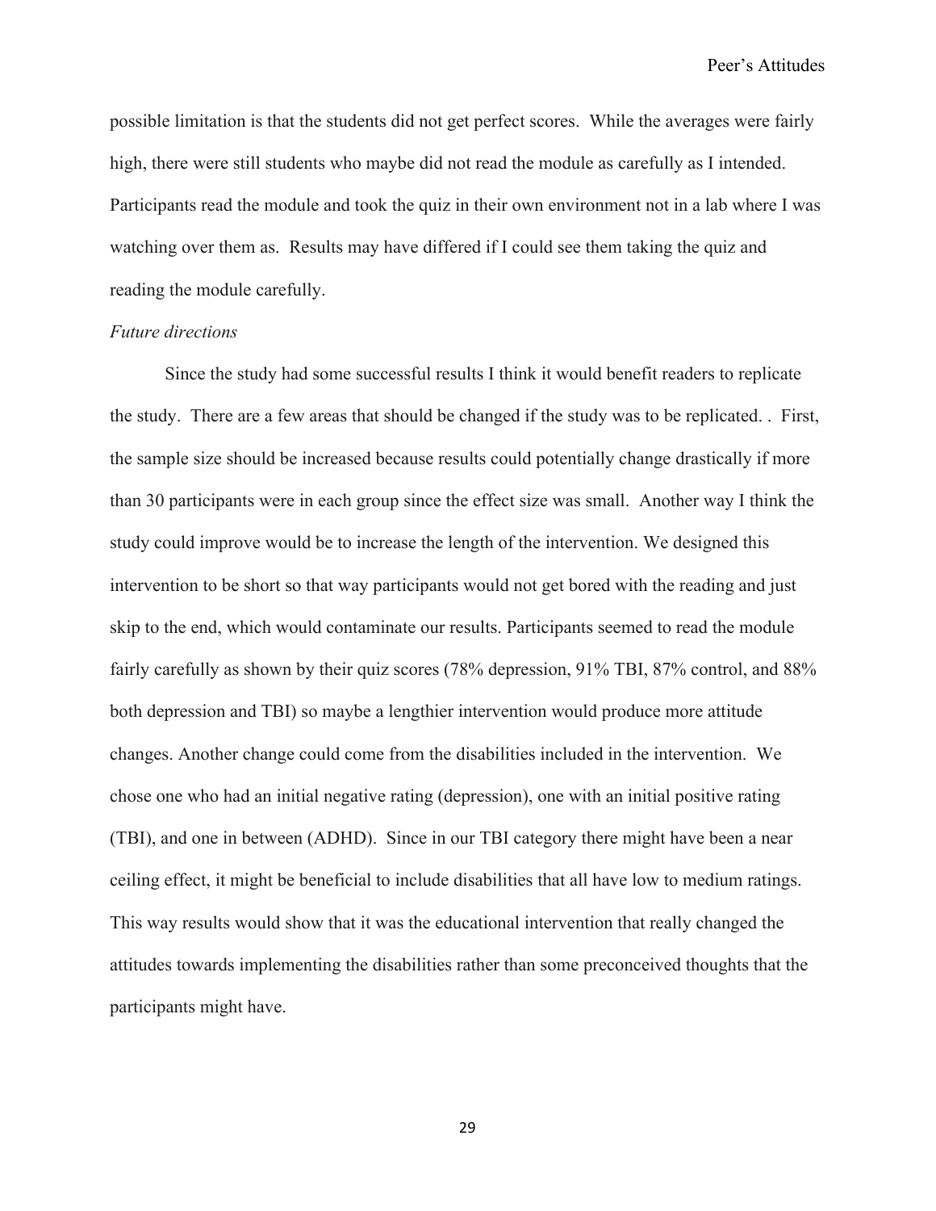possible limitation is that the students did not get perfect scores. While the averages were fairly high, there were still students who maybe did not read the module as carefully as I intended. Participants read the module and took the quiz in their own environment not in a lab where I was watching over them as. Results may have differed if I could see them taking the quiz and reading the module carefully.

*Future directions*

Since the study had some successful results I think it would benefit readers to replicate the study. There are a few areas that should be changed if the study was to be replicated. . First, the sample size should be increased because results could potentially change drastically if more than 30 participants were in each group since the effect size was small. Another way I think the study could improve would be to increase the length of the intervention. We designed this intervention to be short so that way participants would not get bored with the reading and just skip to the end, which would contaminate our results. Participants seemed to read the module fairly carefully as shown by their quiz scores (78% depression, 91% TBI, 87% control, and 88% both depression and TBI) so maybe a lengthier intervention would produce more attitude changes. Another change could come from the disabilities included in the intervention. We chose one who had an initial negative rating (depression), one with an initial positive rating (TBI), and one in between (ADHD). Since in our TBI category there might have been a near ceiling effect, it might be beneficial to include disabilities that all have low to medium ratings. This way results would show that it was the educational intervention that really changed the attitudes towards implementing the disabilities rather than some preconceived thoughts that the participants might have.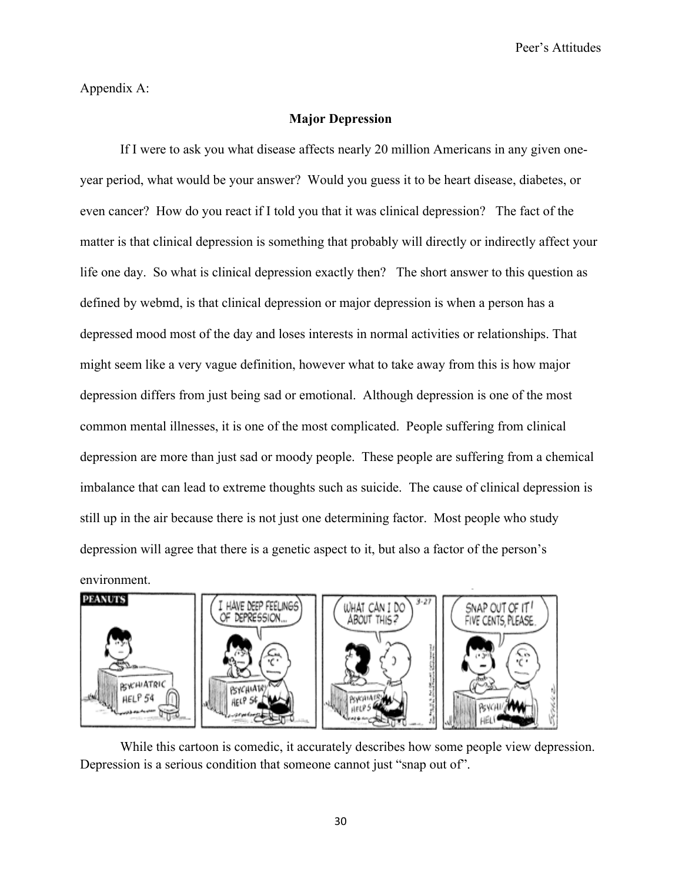Appendix A:

**Major Depression**

If I were to ask you what disease affects nearly 20 million Americans in any given one-year period, what would be your answer? Would you guess it to be heart disease, diabetes, or even cancer? How do you react if I told you that it was clinical depression? The fact of the matter is that clinical depression is something that probably will directly or indirectly affect your life one day. So what is clinical depression exactly then? The short answer to this question as defined by webmd, is that clinical depression or major depression is when a person has a depressed mood most of the day and loses interests in normal activities or relationships. That might seem like a very vague definition, however what to take away from this is how major depression differs from just being sad or emotional. Although depression is one of the most common mental illnesses, it is one of the most complicated. People suffering from clinical depression are more than just sad or moody people. These people are suffering from a chemical imbalance that can lead to extreme thoughts such as suicide. The cause of clinical depression is still up in the air because there is not just one determining factor. Most people who study depression will agree that there is a genetic aspect to it, but also a factor of the person's environment.

While this cartoon is comedic, it accurately describes how some people view depression. Depression is a serious condition that someone cannot just "snap out of".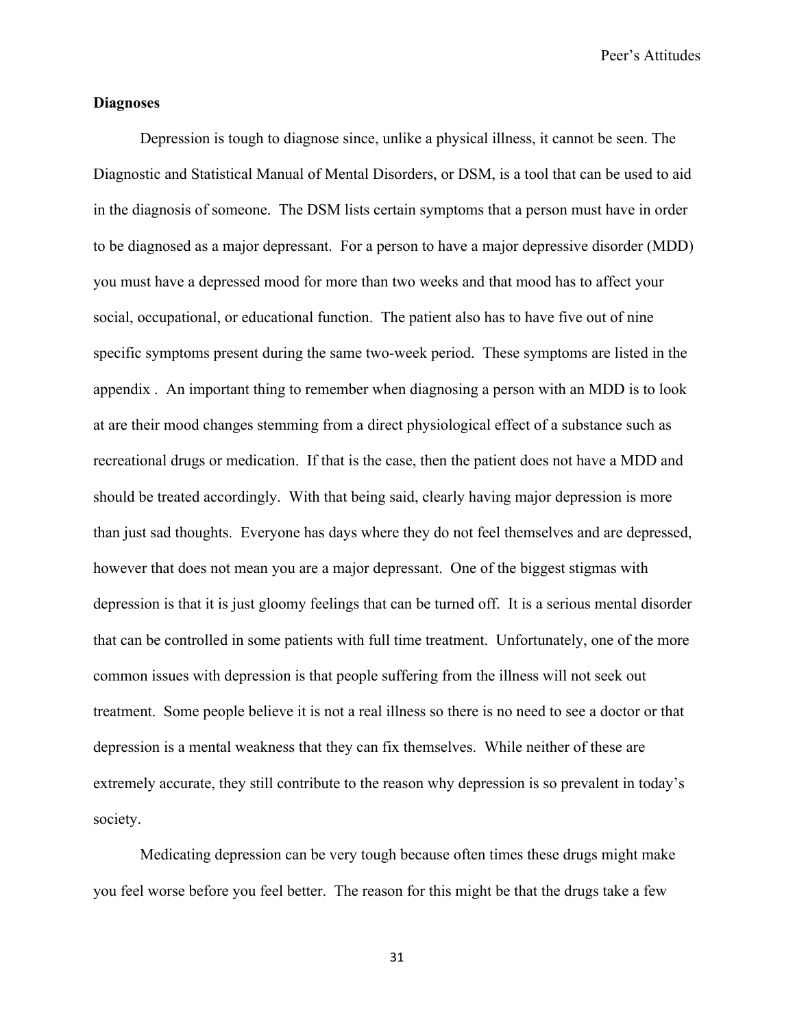**Diagnoses**

Depression is tough to diagnose since, unlike a physical illness, it cannot be seen. The Diagnostic and Statistical Manual of Mental Disorders, or DSM, is a tool that can be used to aid in the diagnosis of someone. The DSM lists certain symptoms that a person must have in order to be diagnosed as a major depressant. For a person to have a major depressive disorder (MDD) you must have a depressed mood for more than two weeks and that mood has to affect your social, occupational, or educational function. The patient also has to have five out of nine specific symptoms present during the same two-week period. These symptoms are listed in the appendix . An important thing to remember when diagnosing a person with an MDD is to look at are their mood changes stemming from a direct physiological effect of a substance such as recreational drugs or medication. If that is the case, then the patient does not have a MDD and should be treated accordingly. With that being said, clearly having major depression is more than just sad thoughts. Everyone has days where they do not feel themselves and are depressed, however that does not mean you are a major depressant. One of the biggest stigmas with depression is that it is just gloomy feelings that can be turned off. It is a serious mental disorder that can be controlled in some patients with full time treatment. Unfortunately, one of the more common issues with depression is that people suffering from the illness will not seek out treatment. Some people believe it is not a real illness so there is no need to see a doctor or that depression is a mental weakness that they can fix themselves. While neither of these are extremely accurate, they still contribute to the reason why depression is so prevalent in today's society.

Medicating depression can be very tough because often times these drugs might make you feel worse before you feel better. The reason for this might be that the drugs take a few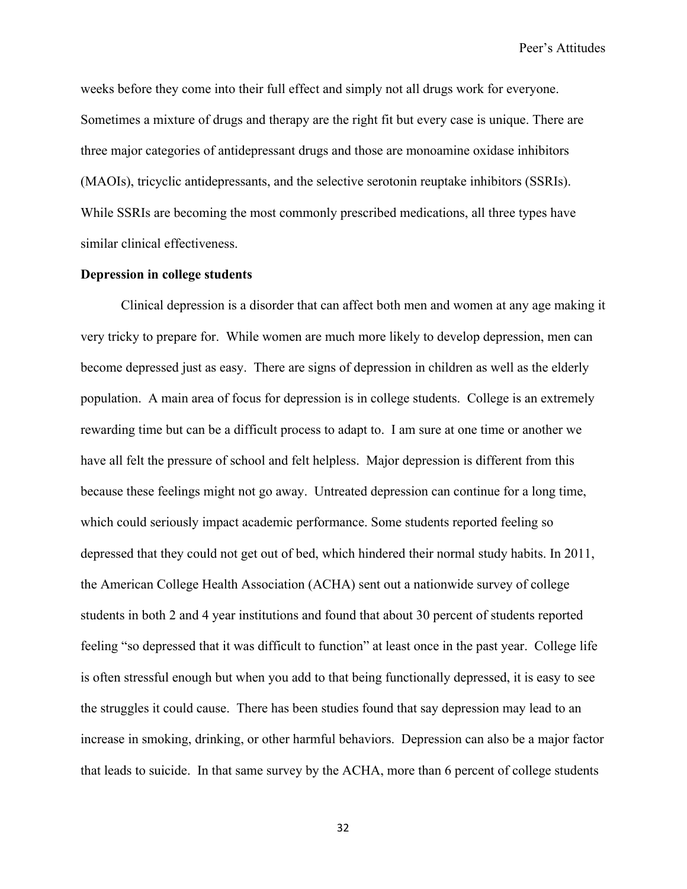weeks before they come into their full effect and simply not all drugs work for everyone. Sometimes a mixture of drugs and therapy are the right fit but every case is unique. There are three major categories of antidepressant drugs and those are monoamine oxidase inhibitors (MAOIs), tricyclic antidepressants, and the selective serotonin reuptake inhibitors (SSRIs). While SSRIs are becoming the most commonly prescribed medications, all three types have similar clinical effectiveness.

**Depression in college students**

Clinical depression is a disorder that can affect both men and women at any age making it very tricky to prepare for. While women are much more likely to develop depression, men can become depressed just as easy. There are signs of depression in children as well as the elderly population. A main area of focus for depression is in college students. College is an extremely rewarding time but can be a difficult process to adapt to. I am sure at one time or another we have all felt the pressure of school and felt helpless. Major depression is different from this because these feelings might not go away. Untreated depression can continue for a long time, which could seriously impact academic performance. Some students reported feeling so depressed that they could not get out of bed, which hindered their normal study habits. In 2011, the American College Health Association (ACHA) sent out a nationwide survey of college students in both 2 and 4 year institutions and found that about 30 percent of students reported feeling "so depressed that it was difficult to function" at least once in the past year. College life is often stressful enough but when you add to that being functionally depressed, it is easy to see the struggles it could cause. There has been studies found that say depression may lead to an increase in smoking, drinking, or other harmful behaviors. Depression can also be a major factor that leads to suicide. In that same survey by the ACHA, more than 6 percent of college students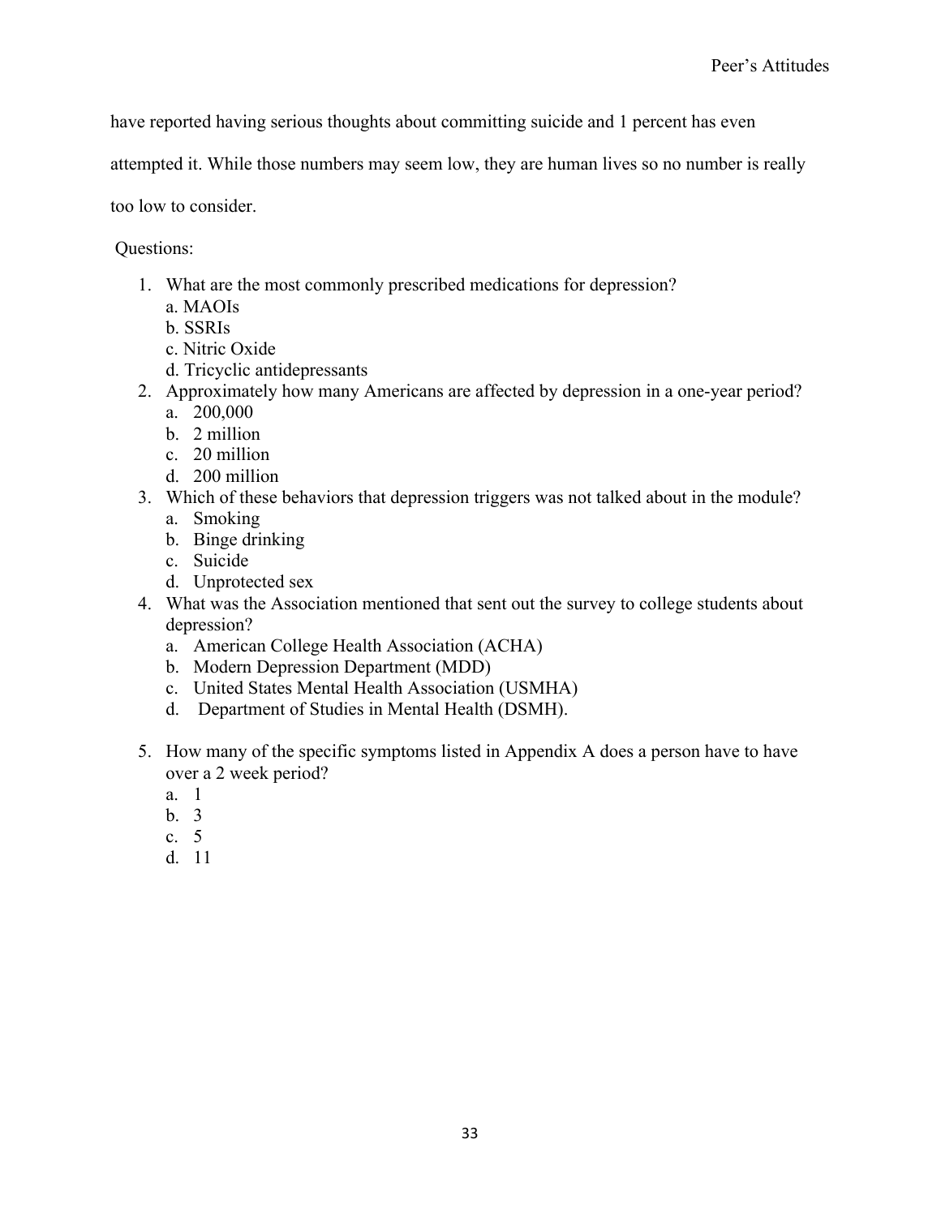have reported having serious thoughts about committing suicide and 1 percent has even attempted it. While those numbers may seem low, they are human lives so no number is really too low to consider.

Questions:

1. What are the most commonly prescribed medications for depression?
   a. MAOIs
   b. SSRIs
   c. Nitric Oxide
   d. Tricyclic antidepressants
2. Approximately how many Americans are affected by depression in a one-year period?
   a. 200,000
   b. 2 million
   c. 20 million
   d. 200 million
3. Which of these behaviors that depression triggers was not talked about in the module?
   a. Smoking
   b. Binge drinking
   c. Suicide
   d. Unprotected sex
4. What was the Association mentioned that sent out the survey to college students about depression?
   a. American College Health Association (ACHA)
   b. Modern Depression Department (MDD)
   c. United States Mental Health Association (USMHA)
   d. Department of Studies in Mental Health (DSMH).
5. How many of the specific symptoms listed in Appendix A does a person have to have over a 2 week period?
   a. 1
   b. 3
   c. 5
   d. 11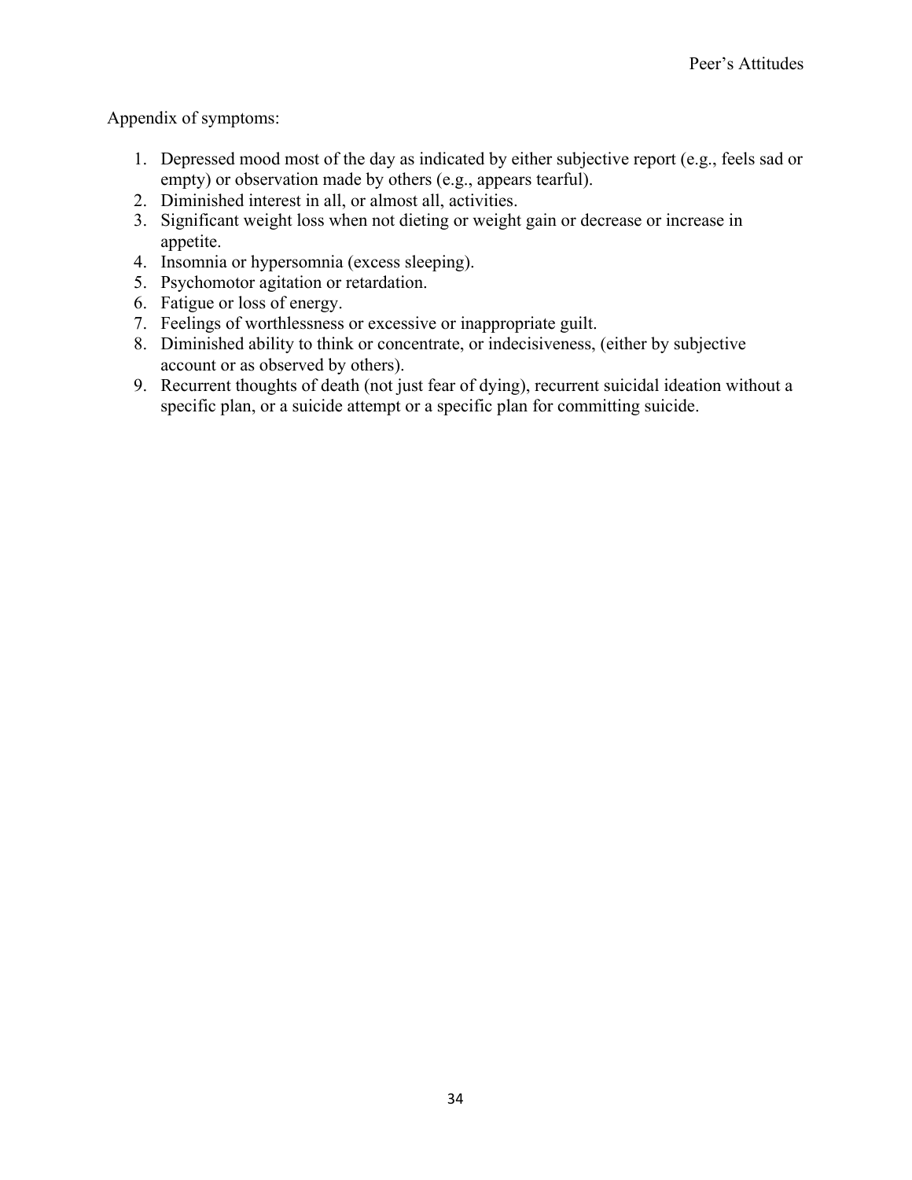Appendix of symptoms:

1. Depressed mood most of the day as indicated by either subjective report (e.g., feels sad or empty) or observation made by others (e.g., appears tearful).
2. Diminished interest in all, or almost all, activities.
3. Significant weight loss when not dieting or weight gain or decrease or increase in appetite.
4. Insomnia or hypersomnia (excess sleeping).
5. Psychomotor agitation or retardation.
6. Fatigue or loss of energy.
7. Feelings of worthlessness or excessive or inappropriate guilt.
8. Diminished ability to think or concentrate, or indecisiveness, (either by subjective account or as observed by others).
9. Recurrent thoughts of death (not just fear of dying), recurrent suicidal ideation without a specific plan, or a suicide attempt or a specific plan for committing suicide.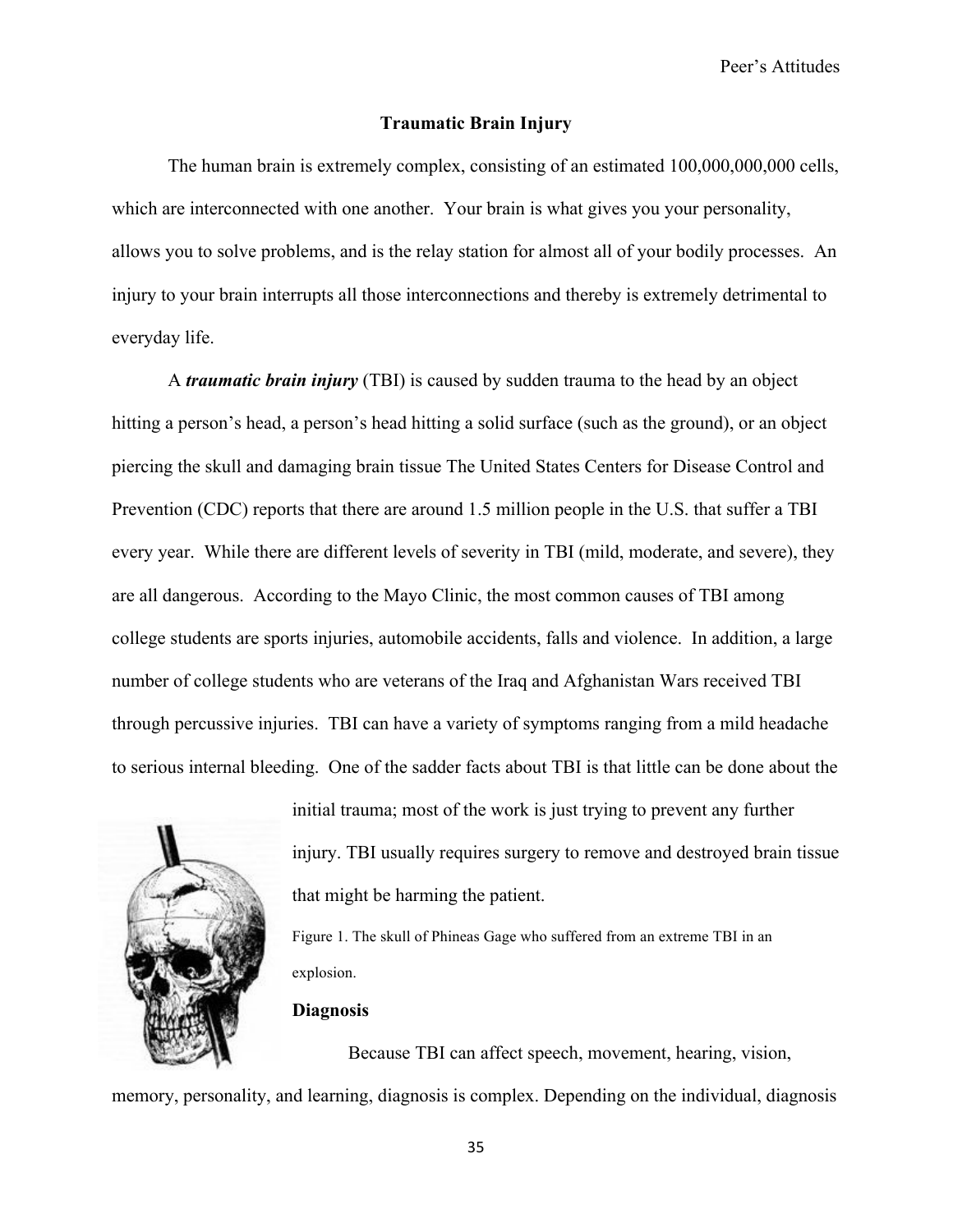## Traumatic Brain Injury

The human brain is extremely complex, consisting of an estimated 100,000,000,000 cells, which are interconnected with one another. Your brain is what gives you your personality, allows you to solve problems, and is the relay station for almost all of your bodily processes. An injury to your brain interrupts all those interconnections and thereby is extremely detrimental to everyday life.

A ***traumatic brain injury*** (TBI) is caused by sudden trauma to the head by an object hitting a person's head, a person's head hitting a solid surface (such as the ground), or an object piercing the skull and damaging brain tissue The United States Centers for Disease Control and Prevention (CDC) reports that there are around 1.5 million people in the U.S. that suffer a TBI every year. While there are different levels of severity in TBI (mild, moderate, and severe), they are all dangerous. According to the Mayo Clinic, the most common causes of TBI among college students are sports injuries, automobile accidents, falls and violence. In addition, a large number of college students who are veterans of the Iraq and Afghanistan Wars received TBI through percussive injuries. TBI can have a variety of symptoms ranging from a mild headache to serious internal bleeding. One of the sadder facts about TBI is that little can be done about the initial trauma; most of the work is just trying to prevent any further injury. TBI usually requires surgery to remove and destroyed brain tissue that might be harming the patient.

Figure 1. The skull of Phineas Gage who suffered from an extreme TBI in an explosion.

### Diagnosis

Because TBI can affect speech, movement, hearing, vision, memory, personality, and learning, diagnosis is complex. Depending on the individual, diagnosis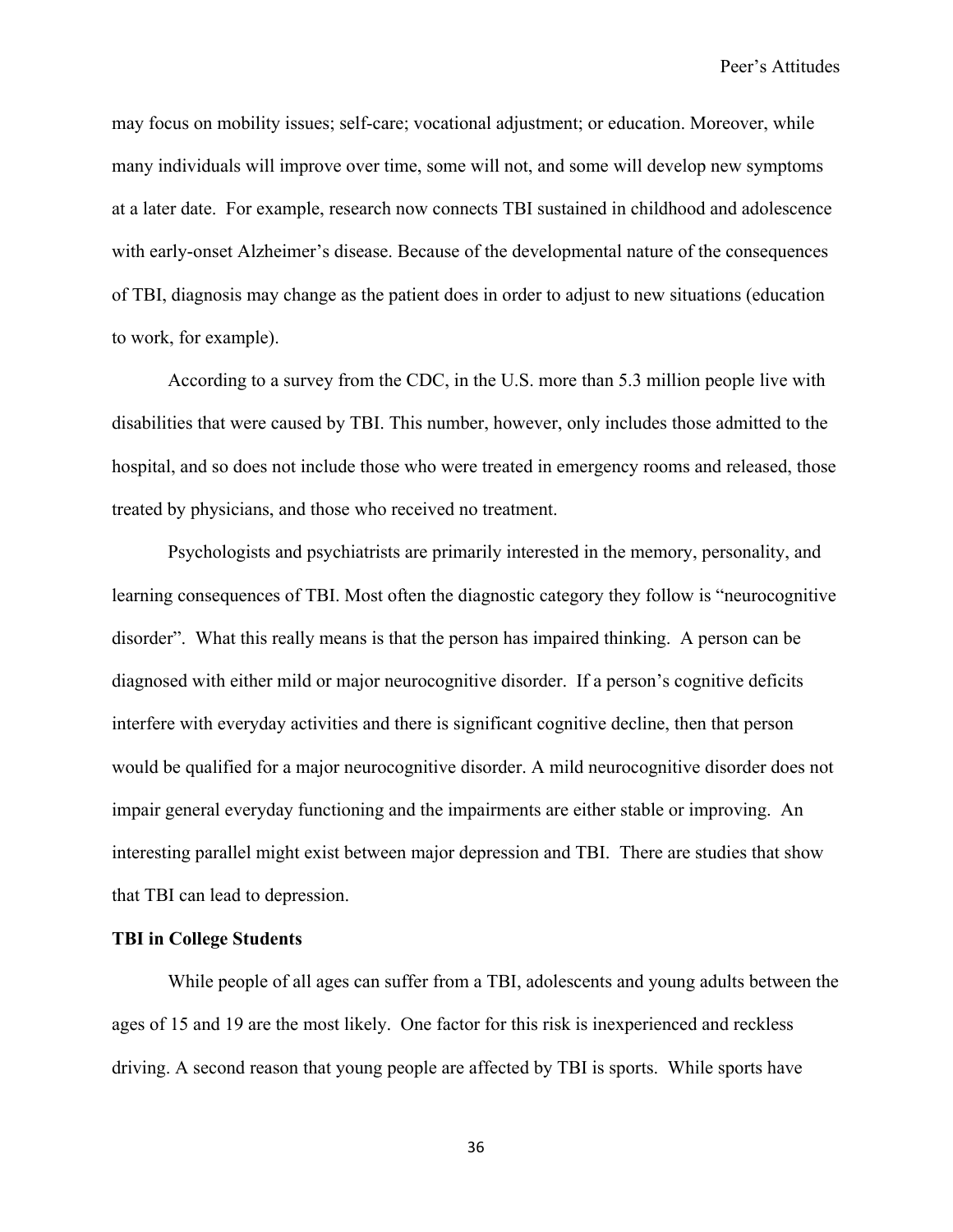may focus on mobility issues; self-care; vocational adjustment; or education. Moreover, while many individuals will improve over time, some will not, and some will develop new symptoms at a later date. For example, research now connects TBI sustained in childhood and adolescence with early-onset Alzheimer's disease. Because of the developmental nature of the consequences of TBI, diagnosis may change as the patient does in order to adjust to new situations (education to work, for example).

According to a survey from the CDC, in the U.S. more than 5.3 million people live with disabilities that were caused by TBI. This number, however, only includes those admitted to the hospital, and so does not include those who were treated in emergency rooms and released, those treated by physicians, and those who received no treatment.

Psychologists and psychiatrists are primarily interested in the memory, personality, and learning consequences of TBI. Most often the diagnostic category they follow is "neurocognitive disorder". What this really means is that the person has impaired thinking. A person can be diagnosed with either mild or major neurocognitive disorder. If a person's cognitive deficits interfere with everyday activities and there is significant cognitive decline, then that person would be qualified for a major neurocognitive disorder. A mild neurocognitive disorder does not impair general everyday functioning and the impairments are either stable or improving. An interesting parallel might exist between major depression and TBI. There are studies that show that TBI can lead to depression.

**TBI in College Students**

While people of all ages can suffer from a TBI, adolescents and young adults between the ages of 15 and 19 are the most likely. One factor for this risk is inexperienced and reckless driving. A second reason that young people are affected by TBI is sports. While sports have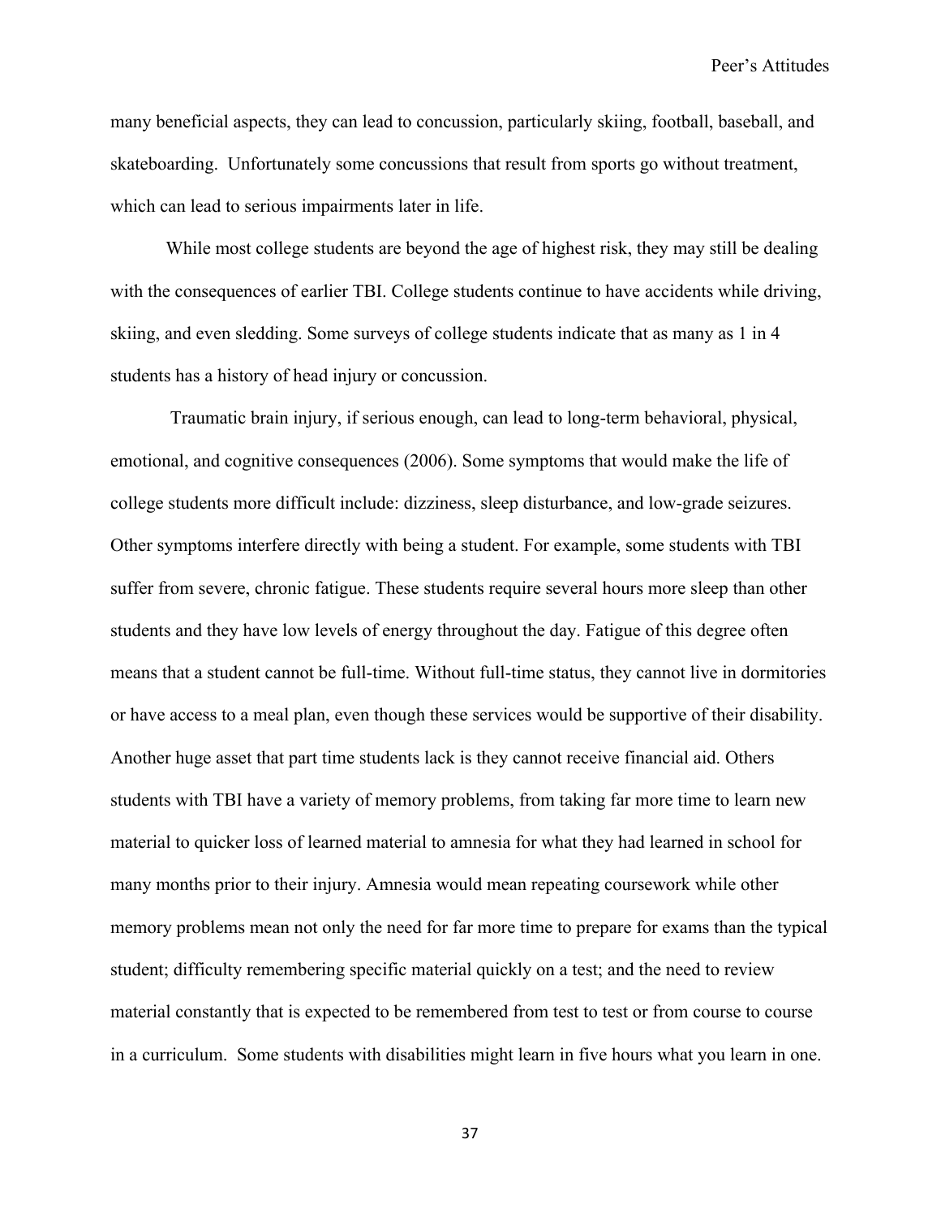many beneficial aspects, they can lead to concussion, particularly skiing, football, baseball, and skateboarding. Unfortunately some concussions that result from sports go without treatment, which can lead to serious impairments later in life.

While most college students are beyond the age of highest risk, they may still be dealing with the consequences of earlier TBI. College students continue to have accidents while driving, skiing, and even sledding. Some surveys of college students indicate that as many as 1 in 4 students has a history of head injury or concussion.

Traumatic brain injury, if serious enough, can lead to long-term behavioral, physical, emotional, and cognitive consequences (2006). Some symptoms that would make the life of college students more difficult include: dizziness, sleep disturbance, and low-grade seizures. Other symptoms interfere directly with being a student. For example, some students with TBI suffer from severe, chronic fatigue. These students require several hours more sleep than other students and they have low levels of energy throughout the day. Fatigue of this degree often means that a student cannot be full-time. Without full-time status, they cannot live in dormitories or have access to a meal plan, even though these services would be supportive of their disability. Another huge asset that part time students lack is they cannot receive financial aid. Others students with TBI have a variety of memory problems, from taking far more time to learn new material to quicker loss of learned material to amnesia for what they had learned in school for many months prior to their injury. Amnesia would mean repeating coursework while other memory problems mean not only the need for far more time to prepare for exams than the typical student; difficulty remembering specific material quickly on a test; and the need to review material constantly that is expected to be remembered from test to test or from course to course in a curriculum. Some students with disabilities might learn in five hours what you learn in one.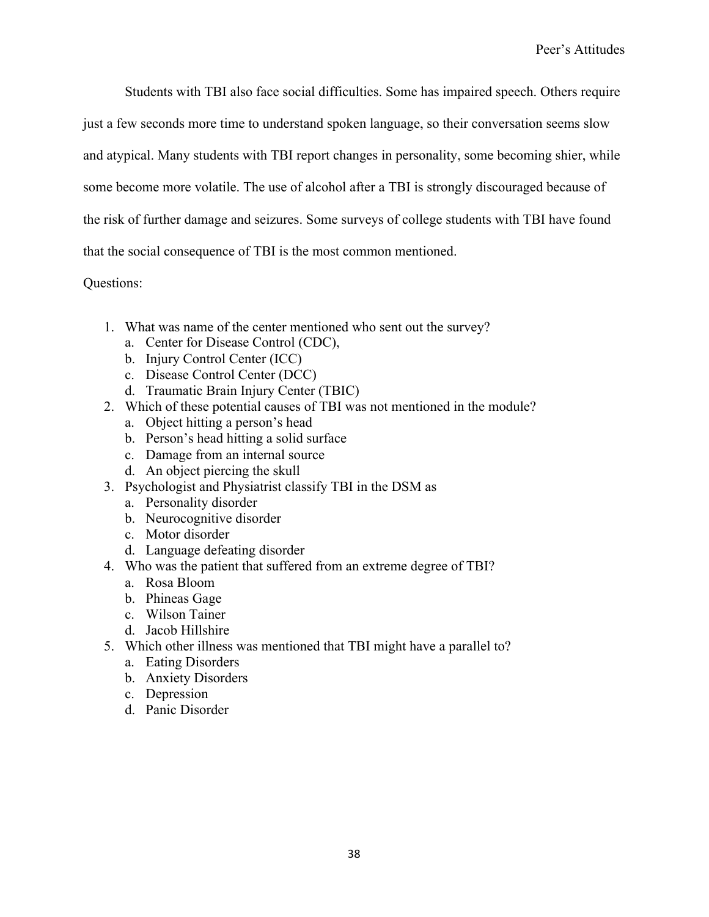Students with TBI also face social difficulties. Some has impaired speech. Others require just a few seconds more time to understand spoken language, so their conversation seems slow and atypical. Many students with TBI report changes in personality, some becoming shier, while some become more volatile. The use of alcohol after a TBI is strongly discouraged because of the risk of further damage and seizures. Some surveys of college students with TBI have found that the social consequence of TBI is the most common mentioned.

Questions:

1. What was name of the center mentioned who sent out the survey?
   a. Center for Disease Control (CDC),
   b. Injury Control Center (ICC)
   c. Disease Control Center (DCC)
   d. Traumatic Brain Injury Center (TBIC)
2. Which of these potential causes of TBI was not mentioned in the module?
   a. Object hitting a person's head
   b. Person's head hitting a solid surface
   c. Damage from an internal source
   d. An object piercing the skull
3. Psychologist and Physiatrist classify TBI in the DSM as
   a. Personality disorder
   b. Neurocognitive disorder
   c. Motor disorder
   d. Language defeating disorder
4. Who was the patient that suffered from an extreme degree of TBI?
   a. Rosa Bloom
   b. Phineas Gage
   c. Wilson Tainer
   d. Jacob Hillshire
5. Which other illness was mentioned that TBI might have a parallel to?
   a. Eating Disorders
   b. Anxiety Disorders
   c. Depression
   d. Panic Disorder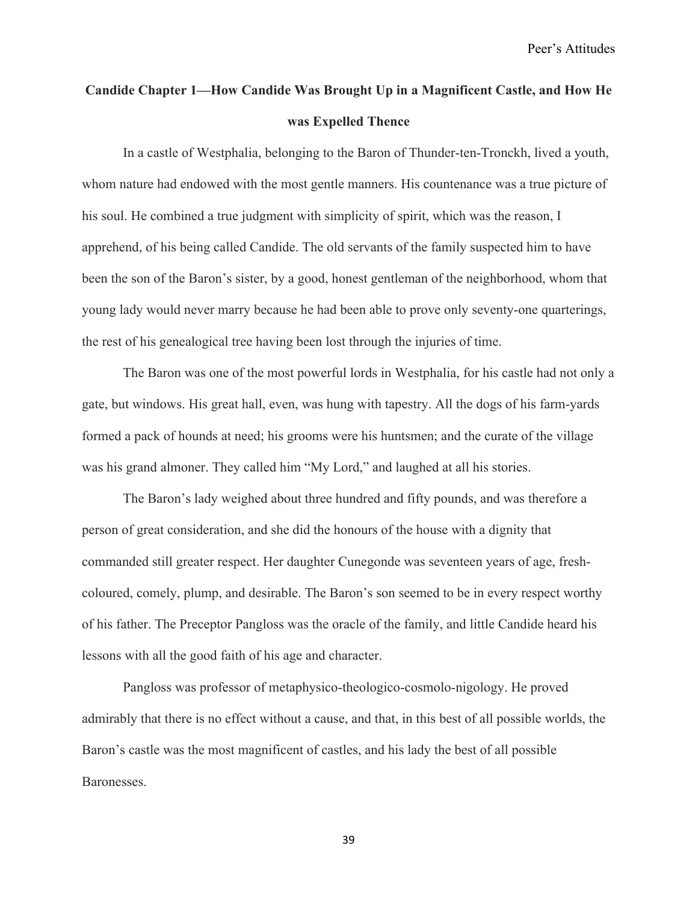## Candide Chapter 1—How Candide Was Brought Up in a Magnificent Castle, and How He was Expelled Thence

In a castle of Westphalia, belonging to the Baron of Thunder-ten-Tronckh, lived a youth, whom nature had endowed with the most gentle manners. His countenance was a true picture of his soul. He combined a true judgment with simplicity of spirit, which was the reason, I apprehend, of his being called Candide. The old servants of the family suspected him to have been the son of the Baron's sister, by a good, honest gentleman of the neighborhood, whom that young lady would never marry because he had been able to prove only seventy-one quarterings, the rest of his genealogical tree having been lost through the injuries of time.

The Baron was one of the most powerful lords in Westphalia, for his castle had not only a gate, but windows. His great hall, even, was hung with tapestry. All the dogs of his farm-yards formed a pack of hounds at need; his grooms were his huntsmen; and the curate of the village was his grand almoner. They called him "My Lord," and laughed at all his stories.

The Baron's lady weighed about three hundred and fifty pounds, and was therefore a person of great consideration, and she did the honours of the house with a dignity that commanded still greater respect. Her daughter Cunegonde was seventeen years of age, fresh-coloured, comely, plump, and desirable. The Baron's son seemed to be in every respect worthy of his father. The Preceptor Pangloss was the oracle of the family, and little Candide heard his lessons with all the good faith of his age and character.

Pangloss was professor of metaphysico-theologico-cosmolo-nigology. He proved admirably that there is no effect without a cause, and that, in this best of all possible worlds, the Baron's castle was the most magnificent of castles, and his lady the best of all possible Baronesses.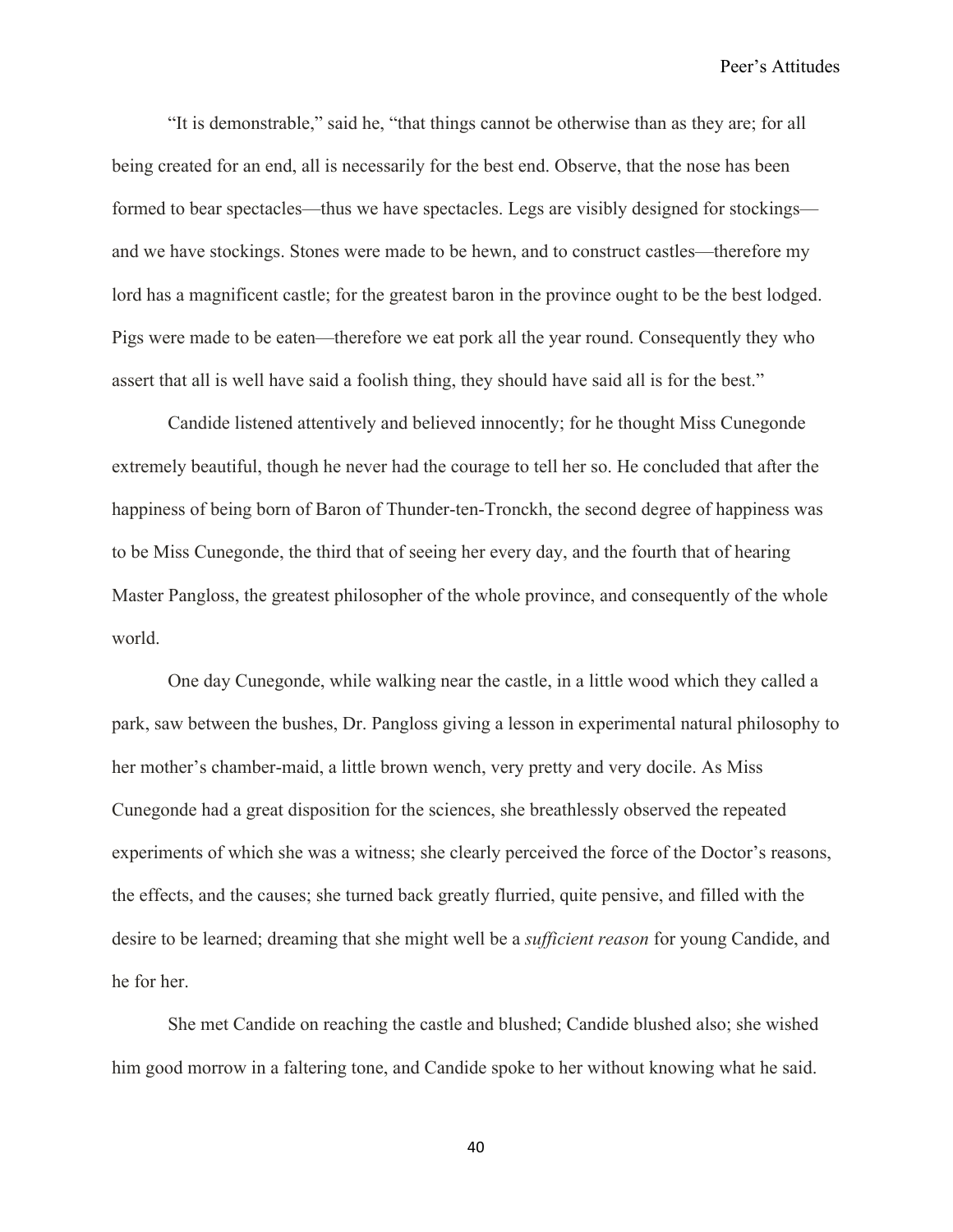"It is demonstrable," said he, "that things cannot be otherwise than as they are; for all being created for an end, all is necessarily for the best end. Observe, that the nose has been formed to bear spectacles—thus we have spectacles. Legs are visibly designed for stockings—and we have stockings. Stones were made to be hewn, and to construct castles—therefore my lord has a magnificent castle; for the greatest baron in the province ought to be the best lodged. Pigs were made to be eaten—therefore we eat pork all the year round. Consequently they who assert that all is well have said a foolish thing, they should have said all is for the best."

Candide listened attentively and believed innocently; for he thought Miss Cunegonde extremely beautiful, though he never had the courage to tell her so. He concluded that after the happiness of being born of Baron of Thunder-ten-Tronckh, the second degree of happiness was to be Miss Cunegonde, the third that of seeing her every day, and the fourth that of hearing Master Pangloss, the greatest philosopher of the whole province, and consequently of the whole world.

One day Cunegonde, while walking near the castle, in a little wood which they called a park, saw between the bushes, Dr. Pangloss giving a lesson in experimental natural philosophy to her mother's chamber-maid, a little brown wench, very pretty and very docile. As Miss Cunegonde had a great disposition for the sciences, she breathlessly observed the repeated experiments of which she was a witness; she clearly perceived the force of the Doctor's reasons, the effects, and the causes; she turned back greatly flurried, quite pensive, and filled with the desire to be learned; dreaming that she might well be a *sufficient reason* for young Candide, and he for her.

She met Candide on reaching the castle and blushed; Candide blushed also; she wished him good morrow in a faltering tone, and Candide spoke to her without knowing what he said.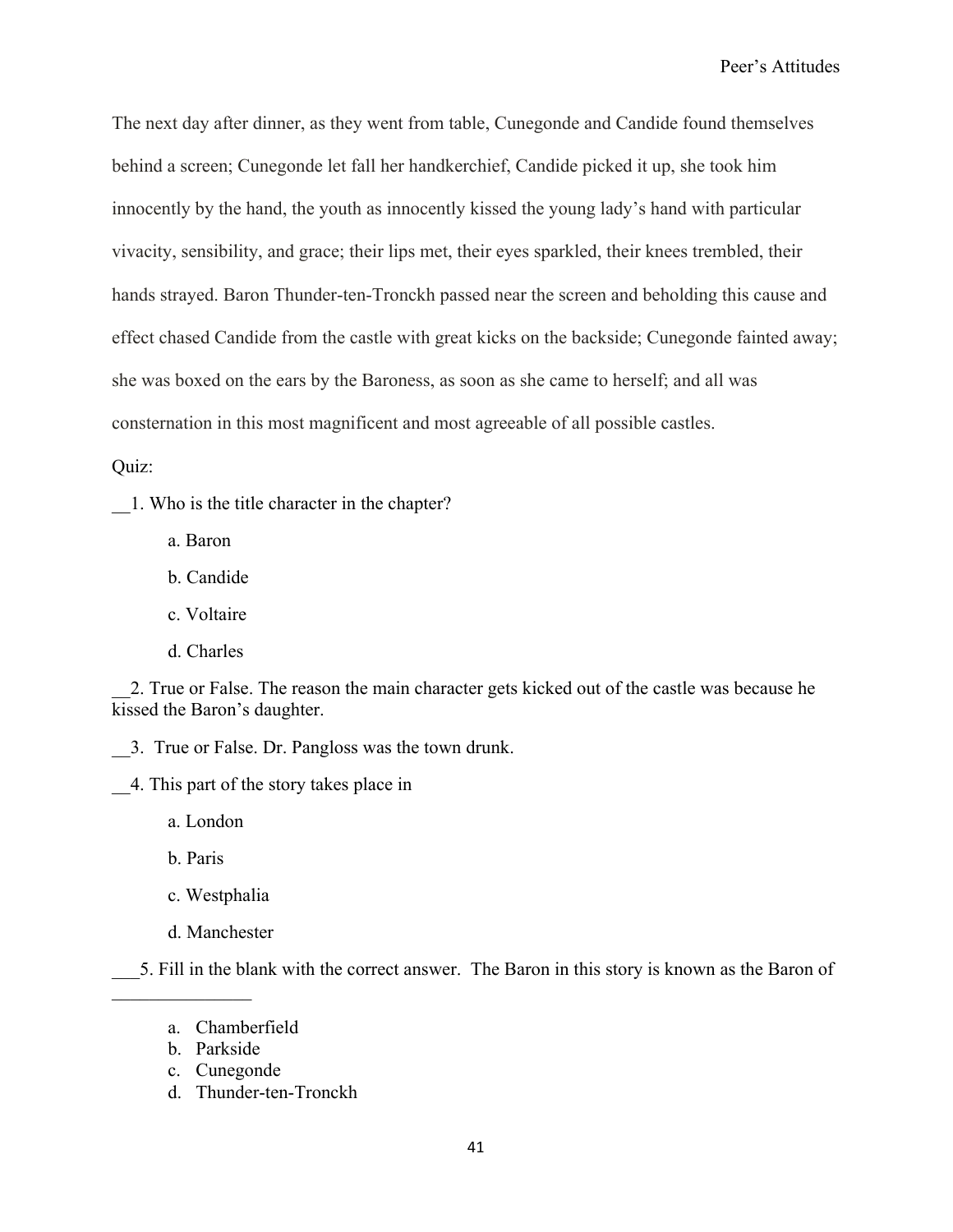The next day after dinner, as they went from table, Cunegonde and Candide found themselves behind a screen; Cunegonde let fall her handkerchief, Candide picked it up, she took him innocently by the hand, the youth as innocently kissed the young lady's hand with particular vivacity, sensibility, and grace; their lips met, their eyes sparkled, their knees trembled, their hands strayed. Baron Thunder-ten-Tronckh passed near the screen and beholding this cause and effect chased Candide from the castle with great kicks on the backside; Cunegonde fainted away; she was boxed on the ears by the Baroness, as soon as she came to herself; and all was consternation in this most magnificent and most agreeable of all possible castles.

Quiz:

__1. Who is the title character in the chapter?

a. Baron

b. Candide

c. Voltaire

d. Charles

__2. True or False. The reason the main character gets kicked out of the castle was because he kissed the Baron's daughter.

___3. True or False. Dr. Pangloss was the town drunk.

__4. This part of the story takes place in

a. London

b. Paris

c. Westphalia

d. Manchester

___5. Fill in the blank with the correct answer. The Baron in this story is known as the Baron of _______________

a. Chamberfield
b. Parkside
c. Cunegonde
d. Thunder-ten-Tronckh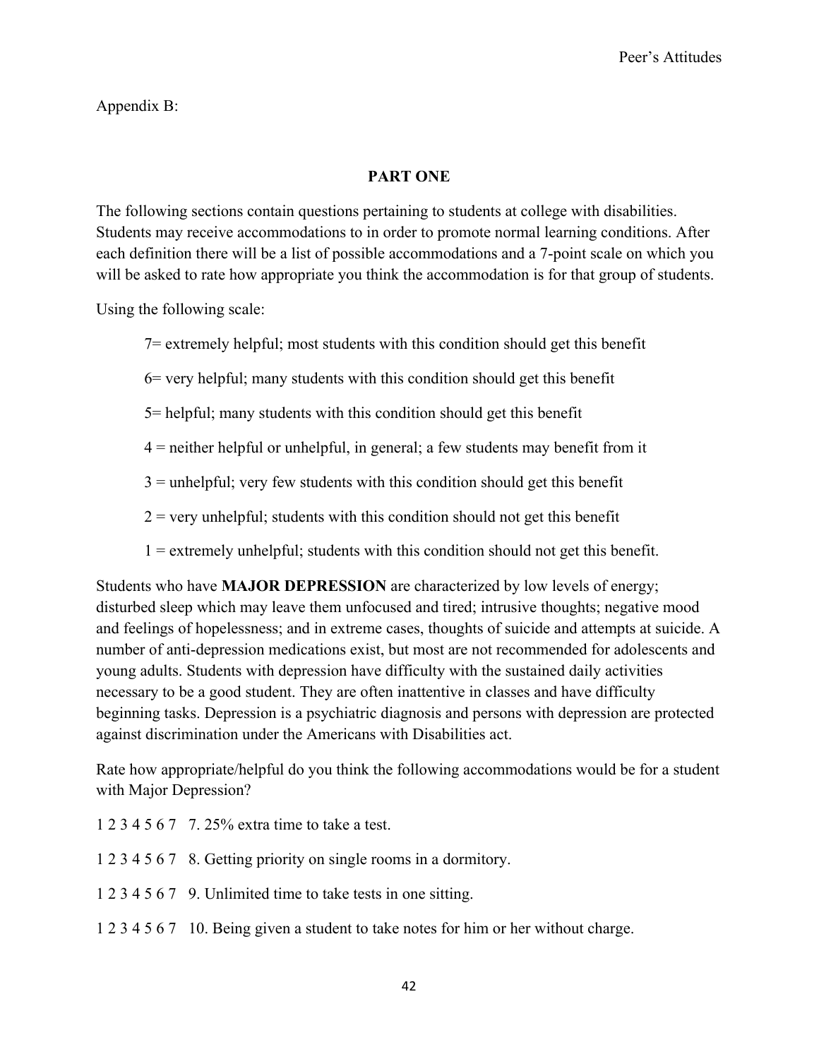Appendix B:

## PART ONE

The following sections contain questions pertaining to students at college with disabilities. Students may receive accommodations to in order to promote normal learning conditions. After each definition there will be a list of possible accommodations and a 7-point scale on which you will be asked to rate how appropriate you think the accommodation is for that group of students.

Using the following scale:

7= extremely helpful; most students with this condition should get this benefit

6= very helpful; many students with this condition should get this benefit

5= helpful; many students with this condition should get this benefit

4 = neither helpful or unhelpful, in general; a few students may benefit from it

3 = unhelpful; very few students with this condition should get this benefit

2 = very unhelpful; students with this condition should not get this benefit

1 = extremely unhelpful; students with this condition should not get this benefit.

Students who have **MAJOR DEPRESSION** are characterized by low levels of energy; disturbed sleep which may leave them unfocused and tired; intrusive thoughts; negative mood and feelings of hopelessness; and in extreme cases, thoughts of suicide and attempts at suicide. A number of anti-depression medications exist, but most are not recommended for adolescents and young adults. Students with depression have difficulty with the sustained daily activities necessary to be a good student. They are often inattentive in classes and have difficulty beginning tasks. Depression is a psychiatric diagnosis and persons with depression are protected against discrimination under the Americans with Disabilities act.

Rate how appropriate/helpful do you think the following accommodations would be for a student with Major Depression?

1 2 3 4 5 6 7   7. 25% extra time to take a test.

1 2 3 4 5 6 7   8. Getting priority on single rooms in a dormitory.

1 2 3 4 5 6 7   9. Unlimited time to take tests in one sitting.

1 2 3 4 5 6 7   10. Being given a student to take notes for him or her without charge.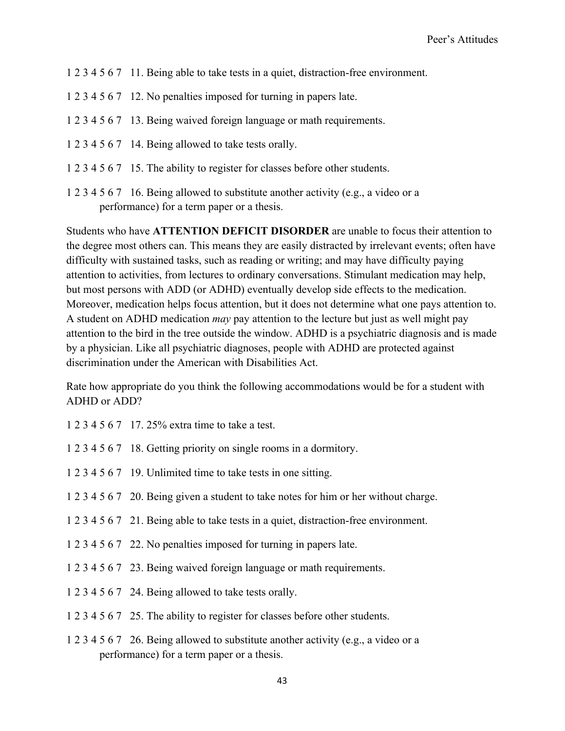1 2 3 4 5 6 7   11. Being able to take tests in a quiet, distraction-free environment.

1 2 3 4 5 6 7   12. No penalties imposed for turning in papers late.

1 2 3 4 5 6 7   13. Being waived foreign language or math requirements.

1 2 3 4 5 6 7   14. Being allowed to take tests orally.

1 2 3 4 5 6 7   15. The ability to register for classes before other students.

1 2 3 4 5 6 7   16. Being allowed to substitute another activity (e.g., a video or a performance) for a term paper or a thesis.

Students who have **ATTENTION DEFICIT DISORDER** are unable to focus their attention to the degree most others can. This means they are easily distracted by irrelevant events; often have difficulty with sustained tasks, such as reading or writing; and may have difficulty paying attention to activities, from lectures to ordinary conversations. Stimulant medication may help, but most persons with ADD (or ADHD) eventually develop side effects to the medication. Moreover, medication helps focus attention, but it does not determine what one pays attention to. A student on ADHD medication *may* pay attention to the lecture but just as well might pay attention to the bird in the tree outside the window. ADHD is a psychiatric diagnosis and is made by a physician. Like all psychiatric diagnoses, people with ADHD are protected against discrimination under the American with Disabilities Act.

Rate how appropriate do you think the following accommodations would be for a student with ADHD or ADD?

1 2 3 4 5 6 7   17. 25% extra time to take a test.

1 2 3 4 5 6 7   18. Getting priority on single rooms in a dormitory.

1 2 3 4 5 6 7   19. Unlimited time to take tests in one sitting.

1 2 3 4 5 6 7   20. Being given a student to take notes for him or her without charge.

1 2 3 4 5 6 7   21. Being able to take tests in a quiet, distraction-free environment.

1 2 3 4 5 6 7   22. No penalties imposed for turning in papers late.

1 2 3 4 5 6 7   23. Being waived foreign language or math requirements.

1 2 3 4 5 6 7   24. Being allowed to take tests orally.

1 2 3 4 5 6 7   25. The ability to register for classes before other students.

1 2 3 4 5 6 7   26. Being allowed to substitute another activity (e.g., a video or a performance) for a term paper or a thesis.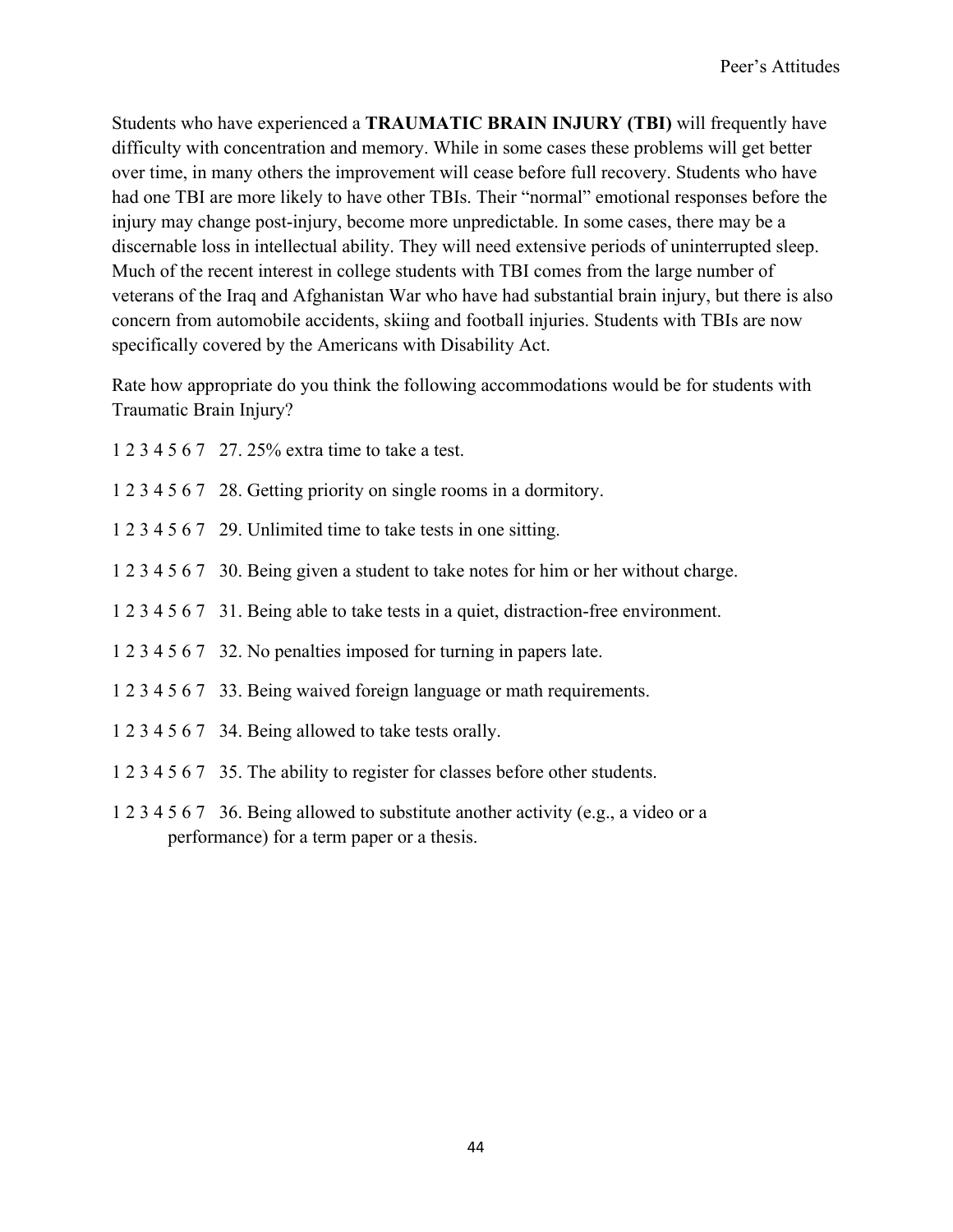Students who have experienced a **TRAUMATIC BRAIN INJURY (TBI)** will frequently have difficulty with concentration and memory. While in some cases these problems will get better over time, in many others the improvement will cease before full recovery. Students who have had one TBI are more likely to have other TBIs. Their "normal" emotional responses before the injury may change post-injury, become more unpredictable. In some cases, there may be a discernable loss in intellectual ability. They will need extensive periods of uninterrupted sleep. Much of the recent interest in college students with TBI comes from the large number of veterans of the Iraq and Afghanistan War who have had substantial brain injury, but there is also concern from automobile accidents, skiing and football injuries. Students with TBIs are now specifically covered by the Americans with Disability Act.

Rate how appropriate do you think the following accommodations would be for students with Traumatic Brain Injury?

1 2 3 4 5 6 7   27. 25% extra time to take a test.

1 2 3 4 5 6 7   28. Getting priority on single rooms in a dormitory.

1 2 3 4 5 6 7   29. Unlimited time to take tests in one sitting.

1 2 3 4 5 6 7   30. Being given a student to take notes for him or her without charge.

1 2 3 4 5 6 7   31. Being able to take tests in a quiet, distraction-free environment.

1 2 3 4 5 6 7   32. No penalties imposed for turning in papers late.

1 2 3 4 5 6 7   33. Being waived foreign language or math requirements.

1 2 3 4 5 6 7   34. Being allowed to take tests orally.

1 2 3 4 5 6 7   35. The ability to register for classes before other students.

1 2 3 4 5 6 7   36. Being allowed to substitute another activity (e.g., a video or a performance) for a term paper or a thesis.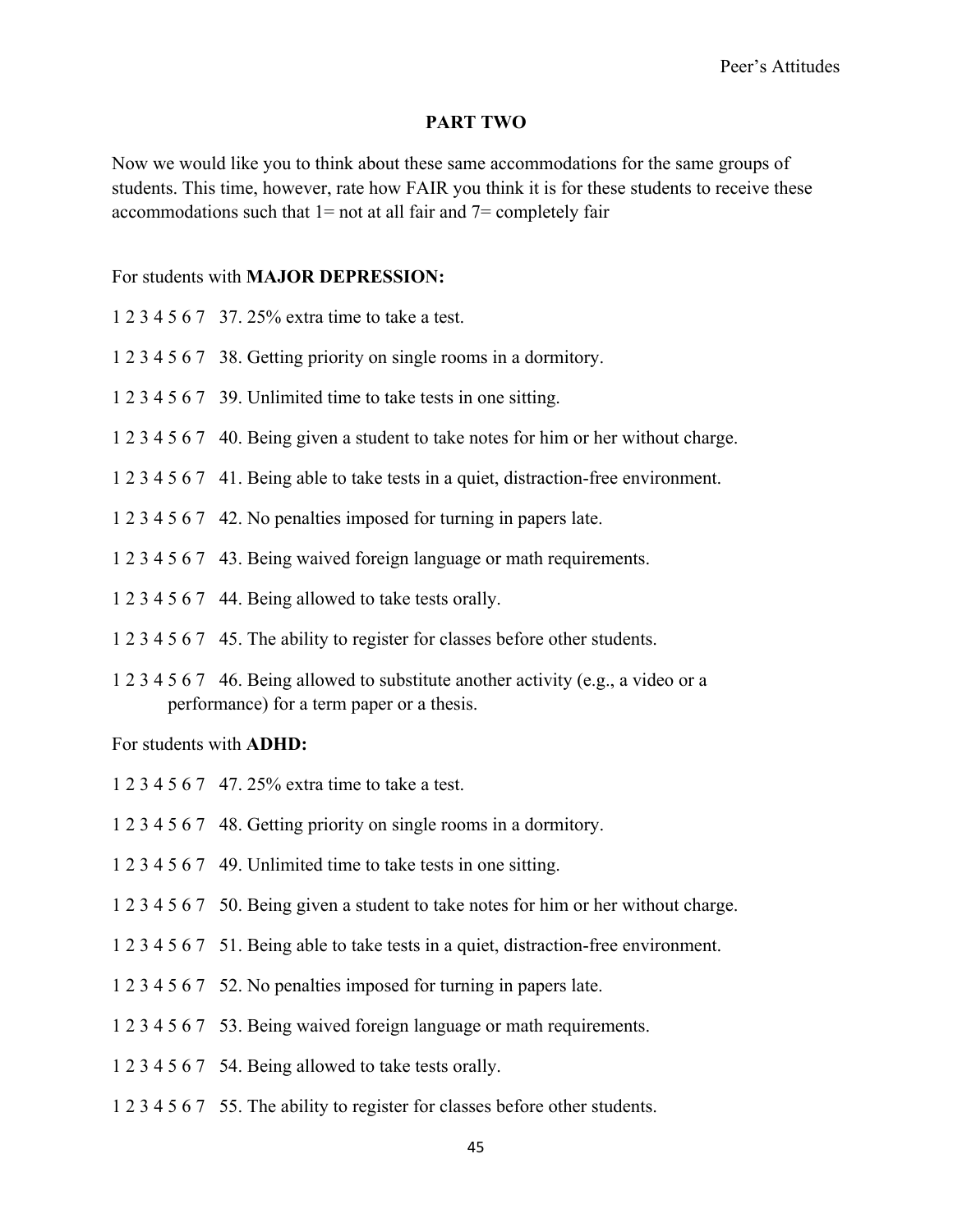## PART TWO

Now we would like you to think about these same accommodations for the same groups of students. This time, however, rate how FAIR you think it is for these students to receive these accommodations such that 1= not at all fair and 7= completely fair

For students with **MAJOR DEPRESSION:**

1 2 3 4 5 6 7   37. 25% extra time to take a test.

1 2 3 4 5 6 7   38. Getting priority on single rooms in a dormitory.

1 2 3 4 5 6 7   39. Unlimited time to take tests in one sitting.

1 2 3 4 5 6 7   40. Being given a student to take notes for him or her without charge.

1 2 3 4 5 6 7   41. Being able to take tests in a quiet, distraction-free environment.

1 2 3 4 5 6 7   42. No penalties imposed for turning in papers late.

1 2 3 4 5 6 7   43. Being waived foreign language or math requirements.

1 2 3 4 5 6 7   44. Being allowed to take tests orally.

1 2 3 4 5 6 7   45. The ability to register for classes before other students.

1 2 3 4 5 6 7   46. Being allowed to substitute another activity (e.g., a video or a performance) for a term paper or a thesis.

For students with **ADHD:**

1 2 3 4 5 6 7   47. 25% extra time to take a test.

1 2 3 4 5 6 7   48. Getting priority on single rooms in a dormitory.

1 2 3 4 5 6 7   49. Unlimited time to take tests in one sitting.

1 2 3 4 5 6 7   50. Being given a student to take notes for him or her without charge.

1 2 3 4 5 6 7   51. Being able to take tests in a quiet, distraction-free environment.

1 2 3 4 5 6 7   52. No penalties imposed for turning in papers late.

1 2 3 4 5 6 7   53. Being waived foreign language or math requirements.

1 2 3 4 5 6 7   54. Being allowed to take tests orally.

1 2 3 4 5 6 7   55. The ability to register for classes before other students.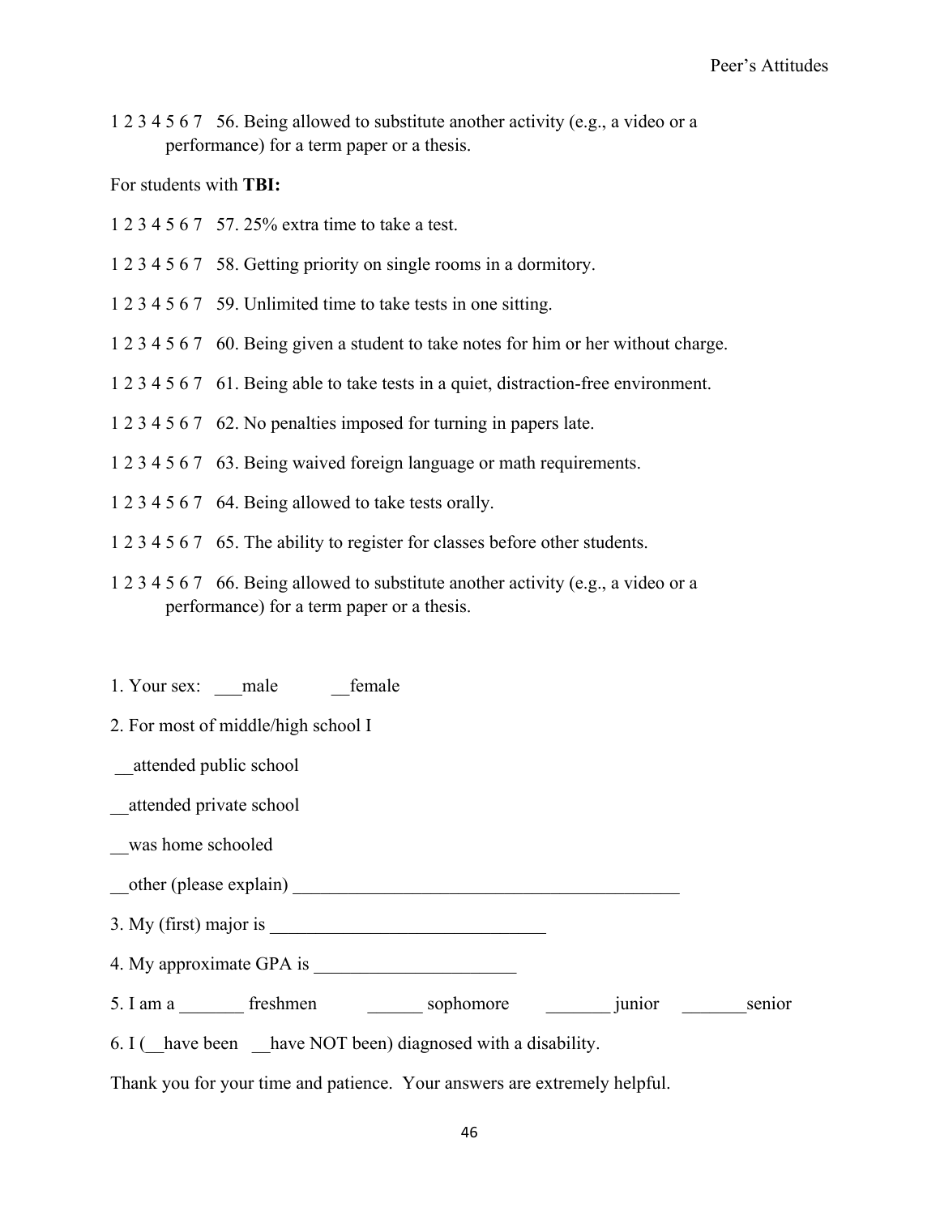1 2 3 4 5 6 7   56. Being allowed to substitute another activity (e.g., a video or a performance) for a term paper or a thesis.

For students with **TBI:**

1 2 3 4 5 6 7   57. 25% extra time to take a test.

1 2 3 4 5 6 7   58. Getting priority on single rooms in a dormitory.

1 2 3 4 5 6 7   59. Unlimited time to take tests in one sitting.

1 2 3 4 5 6 7   60. Being given a student to take notes for him or her without charge.

1 2 3 4 5 6 7   61. Being able to take tests in a quiet, distraction-free environment.

1 2 3 4 5 6 7   62. No penalties imposed for turning in papers late.

1 2 3 4 5 6 7   63. Being waived foreign language or math requirements.

1 2 3 4 5 6 7   64. Being allowed to take tests orally.

1 2 3 4 5 6 7   65. The ability to register for classes before other students.

1 2 3 4 5 6 7   66. Being allowed to substitute another activity (e.g., a video or a performance) for a term paper or a thesis.

1. Your sex: ___male  __female

2. For most of middle/high school I

__attended public school

__attended private school

__was home schooled

__other (please explain) ___________________________________________

3. My (first) major is ______________________________

4. My approximate GPA is ______________________

5. I am a _______ freshmen  ______ sophomore  _______ junior  _______senior

6. I (__have been  __have NOT been) diagnosed with a disability.

Thank you for your time and patience. Your answers are extremely helpful.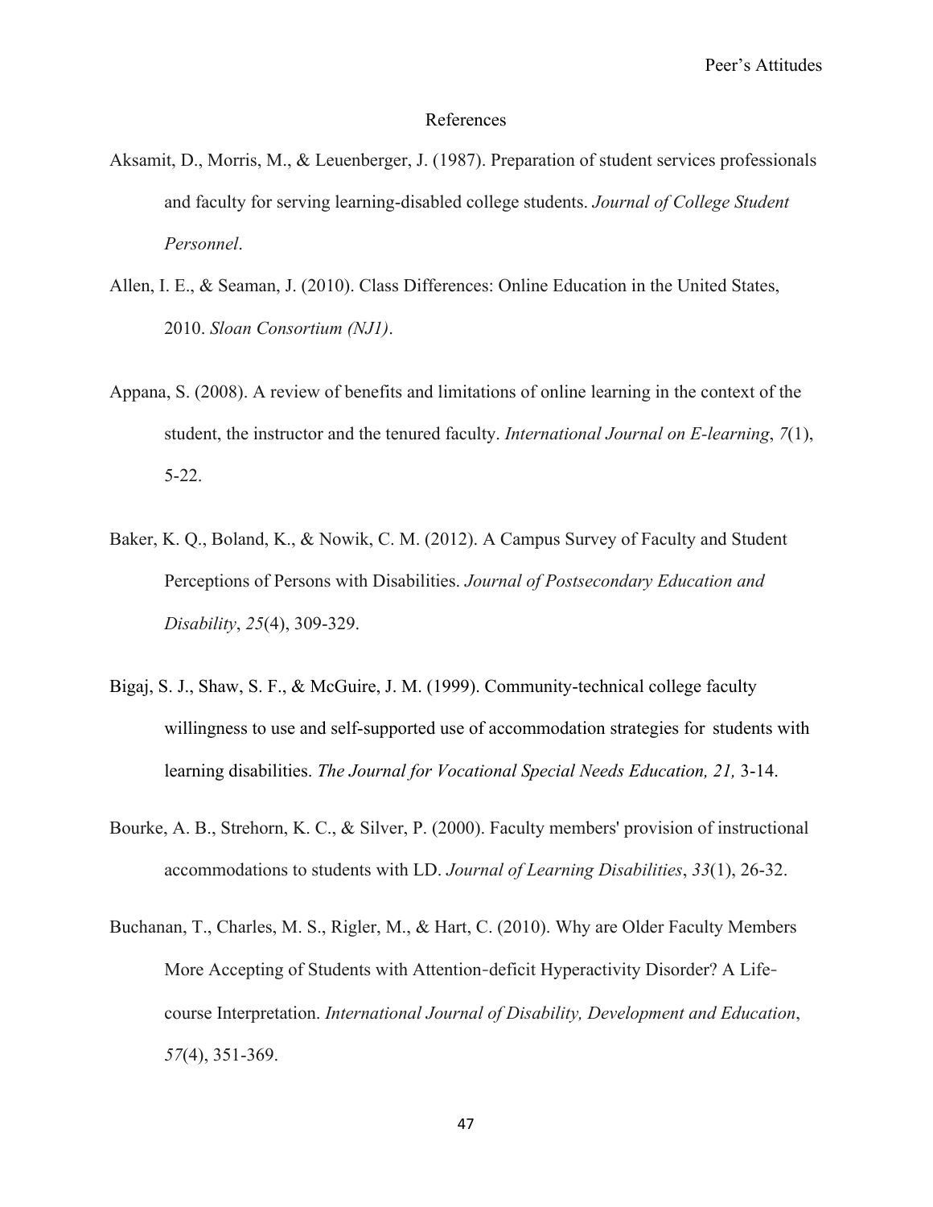# References

Aksamit, D., Morris, M., & Leuenberger, J. (1987). Preparation of student services professionals and faculty for serving learning-disabled college students. *Journal of College Student Personnel*.

Allen, I. E., & Seaman, J. (2010). Class Differences: Online Education in the United States, 2010. *Sloan Consortium (NJ1)*.

Appana, S. (2008). A review of benefits and limitations of online learning in the context of the student, the instructor and the tenured faculty. *International Journal on E-learning*, *7*(1), 5-22.

Baker, K. Q., Boland, K., & Nowik, C. M. (2012). A Campus Survey of Faculty and Student Perceptions of Persons with Disabilities. *Journal of Postsecondary Education and Disability*, *25*(4), 309-329.

Bigaj, S. J., Shaw, S. F., & McGuire, J. M. (1999). Community-technical college faculty willingness to use and self-supported use of accommodation strategies for students with learning disabilities. *The Journal for Vocational Special Needs Education, 21,* 3-14.

Bourke, A. B., Strehorn, K. C., & Silver, P. (2000). Faculty members' provision of instructional accommodations to students with LD. *Journal of Learning Disabilities*, *33*(1), 26-32.

Buchanan, T., Charles, M. S., Rigler, M., & Hart, C. (2010). Why are Older Faculty Members More Accepting of Students with Attention-deficit Hyperactivity Disorder? A Life-course Interpretation. *International Journal of Disability, Development and Education*, *57*(4), 351-369.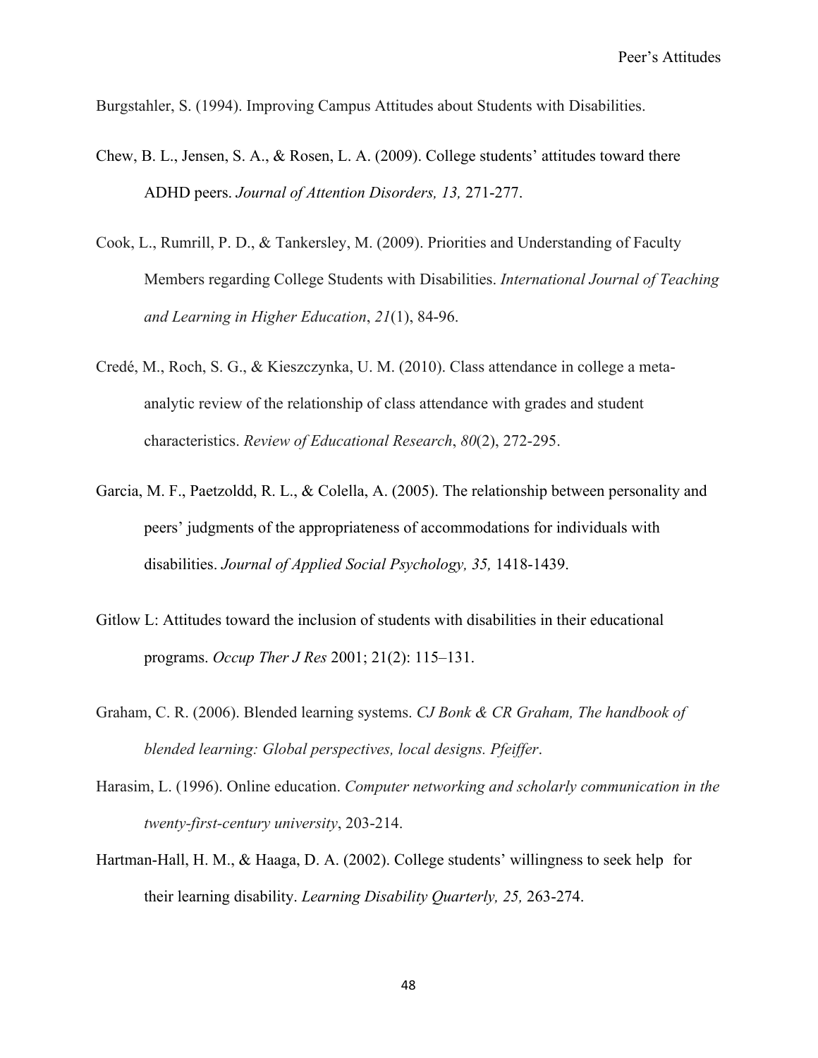Burgstahler, S. (1994). Improving Campus Attitudes about Students with Disabilities.

Chew, B. L., Jensen, S. A., & Rosen, L. A. (2009). College students' attitudes toward there ADHD peers. *Journal of Attention Disorders, 13,* 271-277.

Cook, L., Rumrill, P. D., & Tankersley, M. (2009). Priorities and Understanding of Faculty Members regarding College Students with Disabilities. *International Journal of Teaching and Learning in Higher Education*, *21*(1), 84-96.

Credé, M., Roch, S. G., & Kieszczynka, U. M. (2010). Class attendance in college a meta-analytic review of the relationship of class attendance with grades and student characteristics. *Review of Educational Research*, *80*(2), 272-295.

Garcia, M. F., Paetzoldd, R. L., & Colella, A. (2005). The relationship between personality and peers' judgments of the appropriateness of accommodations for individuals with disabilities. *Journal of Applied Social Psychology, 35,* 1418-1439.

Gitlow L: Attitudes toward the inclusion of students with disabilities in their educational programs. *Occup Ther J Res* 2001; 21(2): 115–131.

Graham, C. R. (2006). Blended learning systems. *CJ Bonk & CR Graham, The handbook of blended learning: Global perspectives, local designs. Pfeiffer*.

Harasim, L. (1996). Online education. *Computer networking and scholarly communication in the twenty-first-century university*, 203-214.

Hartman-Hall, H. M., & Haaga, D. A. (2002). College students' willingness to seek help for their learning disability. *Learning Disability Quarterly, 25,* 263-274.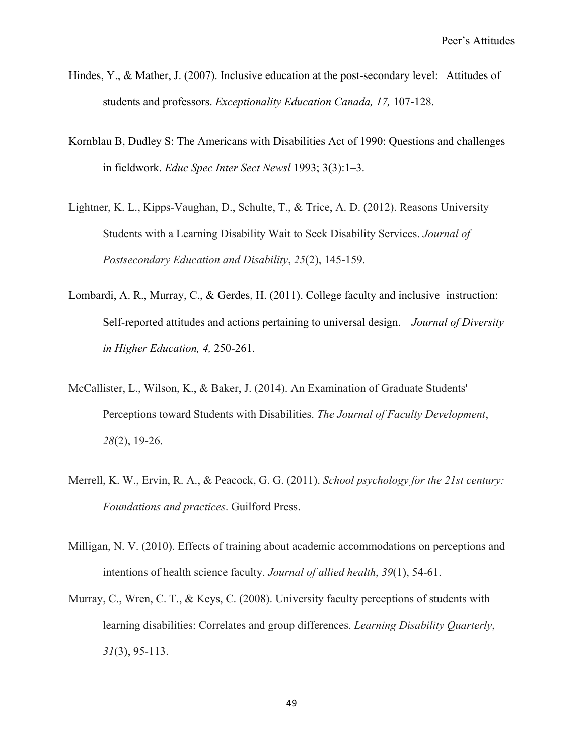Hindes, Y., & Mather, J. (2007). Inclusive education at the post-secondary level: Attitudes of students and professors. *Exceptionality Education Canada, 17,* 107-128.

Kornblau B, Dudley S: The Americans with Disabilities Act of 1990: Questions and challenges in fieldwork. *Educ Spec Inter Sect Newsl* 1993; 3(3):1–3.

Lightner, K. L., Kipps-Vaughan, D., Schulte, T., & Trice, A. D. (2012). Reasons University Students with a Learning Disability Wait to Seek Disability Services. *Journal of Postsecondary Education and Disability*, *25*(2), 145-159.

Lombardi, A. R., Murray, C., & Gerdes, H. (2011). College faculty and inclusive instruction: Self-reported attitudes and actions pertaining to universal design. *Journal of Diversity in Higher Education, 4,* 250-261.

McCallister, L., Wilson, K., & Baker, J. (2014). An Examination of Graduate Students' Perceptions toward Students with Disabilities. *The Journal of Faculty Development*, *28*(2), 19-26.

Merrell, K. W., Ervin, R. A., & Peacock, G. G. (2011). *School psychology for the 21st century: Foundations and practices*. Guilford Press.

Milligan, N. V. (2010). Effects of training about academic accommodations on perceptions and intentions of health science faculty. *Journal of allied health*, *39*(1), 54-61.

Murray, C., Wren, C. T., & Keys, C. (2008). University faculty perceptions of students with learning disabilities: Correlates and group differences. *Learning Disability Quarterly*, *31*(3), 95-113.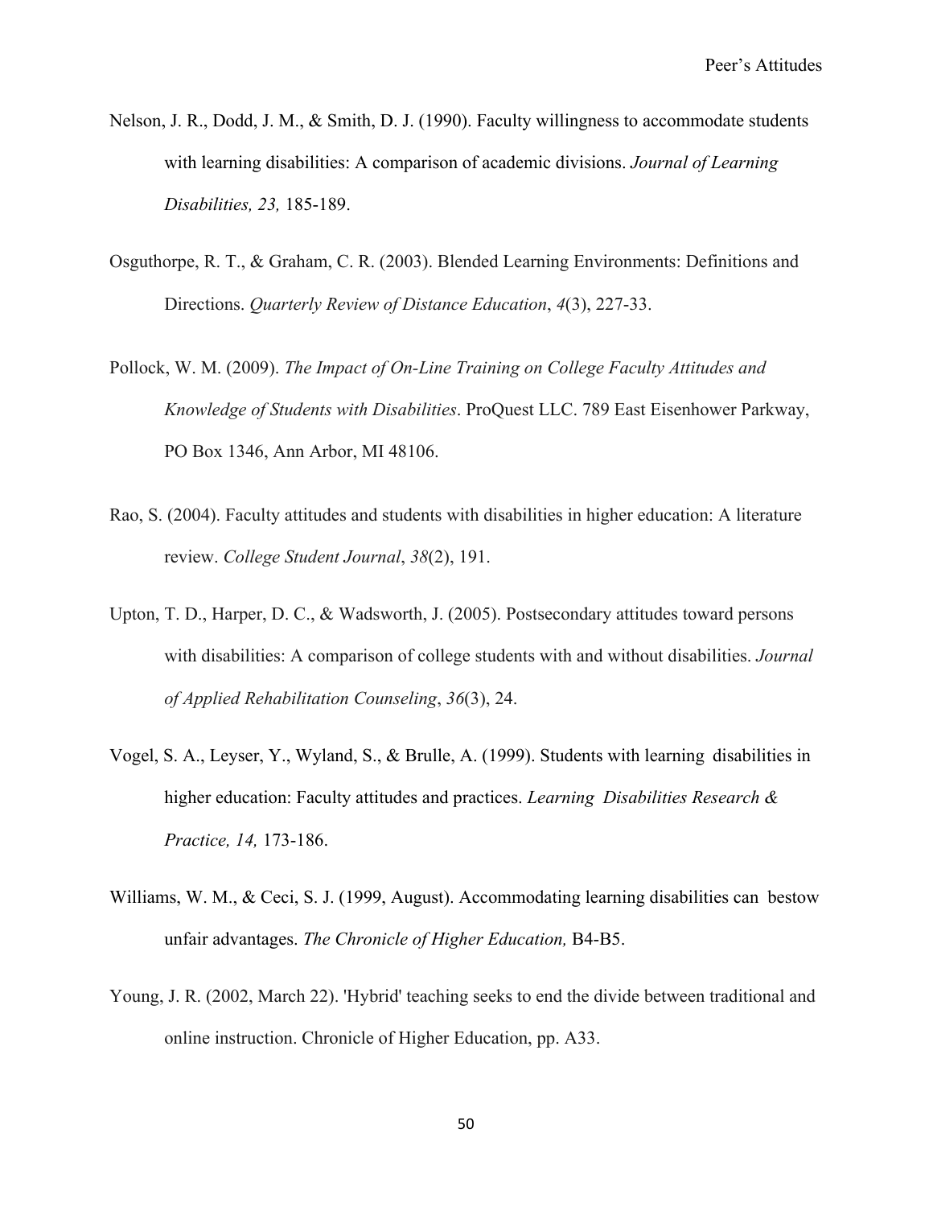Nelson, J. R., Dodd, J. M., & Smith, D. J. (1990). Faculty willingness to accommodate students with learning disabilities: A comparison of academic divisions. *Journal of Learning Disabilities, 23,* 185-189.

Osguthorpe, R. T., & Graham, C. R. (2003). Blended Learning Environments: Definitions and Directions. *Quarterly Review of Distance Education*, *4*(3), 227-33.

Pollock, W. M. (2009). *The Impact of On-Line Training on College Faculty Attitudes and Knowledge of Students with Disabilities*. ProQuest LLC. 789 East Eisenhower Parkway, PO Box 1346, Ann Arbor, MI 48106.

Rao, S. (2004). Faculty attitudes and students with disabilities in higher education: A literature review. *College Student Journal*, *38*(2), 191.

Upton, T. D., Harper, D. C., & Wadsworth, J. (2005). Postsecondary attitudes toward persons with disabilities: A comparison of college students with and without disabilities. *Journal of Applied Rehabilitation Counseling*, *36*(3), 24.

Vogel, S. A., Leyser, Y., Wyland, S., & Brulle, A. (1999). Students with learning disabilities in higher education: Faculty attitudes and practices. *Learning Disabilities Research & Practice, 14,* 173-186.

Williams, W. M., & Ceci, S. J. (1999, August). Accommodating learning disabilities can bestow unfair advantages. *The Chronicle of Higher Education,* B4-B5.

Young, J. R. (2002, March 22). 'Hybrid' teaching seeks to end the divide between traditional and online instruction. Chronicle of Higher Education, pp. A33.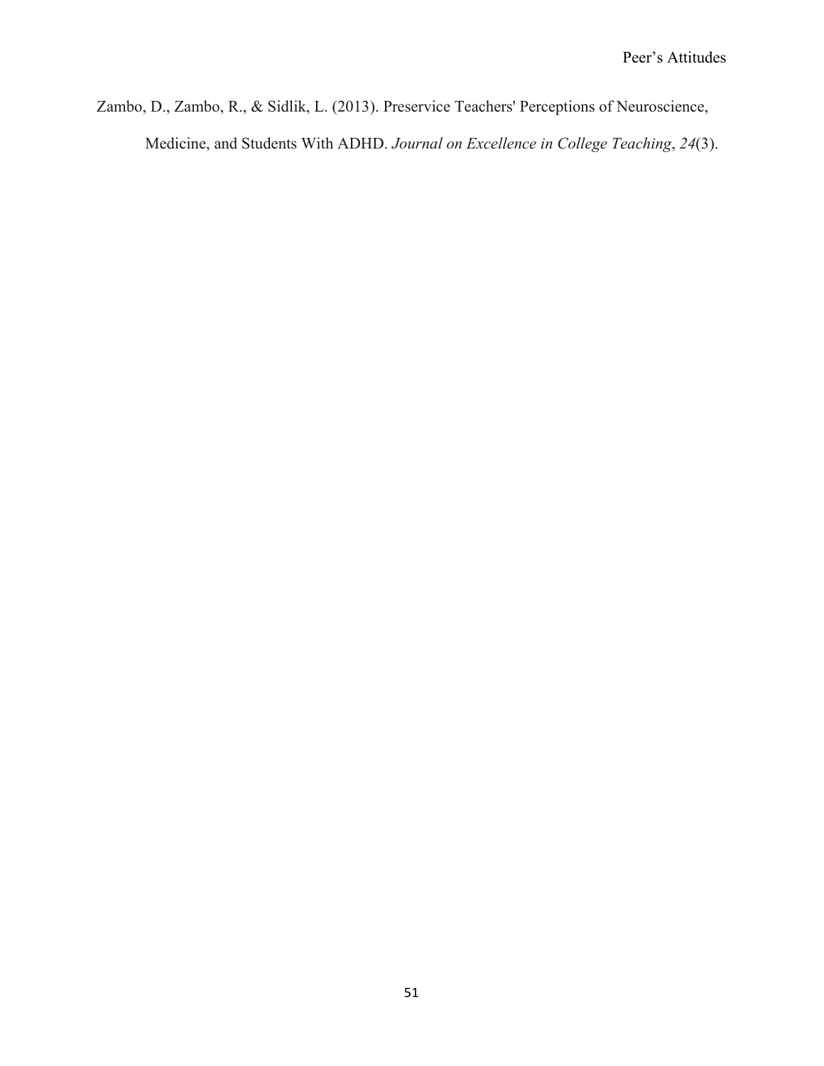Zambo, D., Zambo, R., & Sidlik, L. (2013). Preservice Teachers' Perceptions of Neuroscience, Medicine, and Students With ADHD. *Journal on Excellence in College Teaching*, *24*(3).